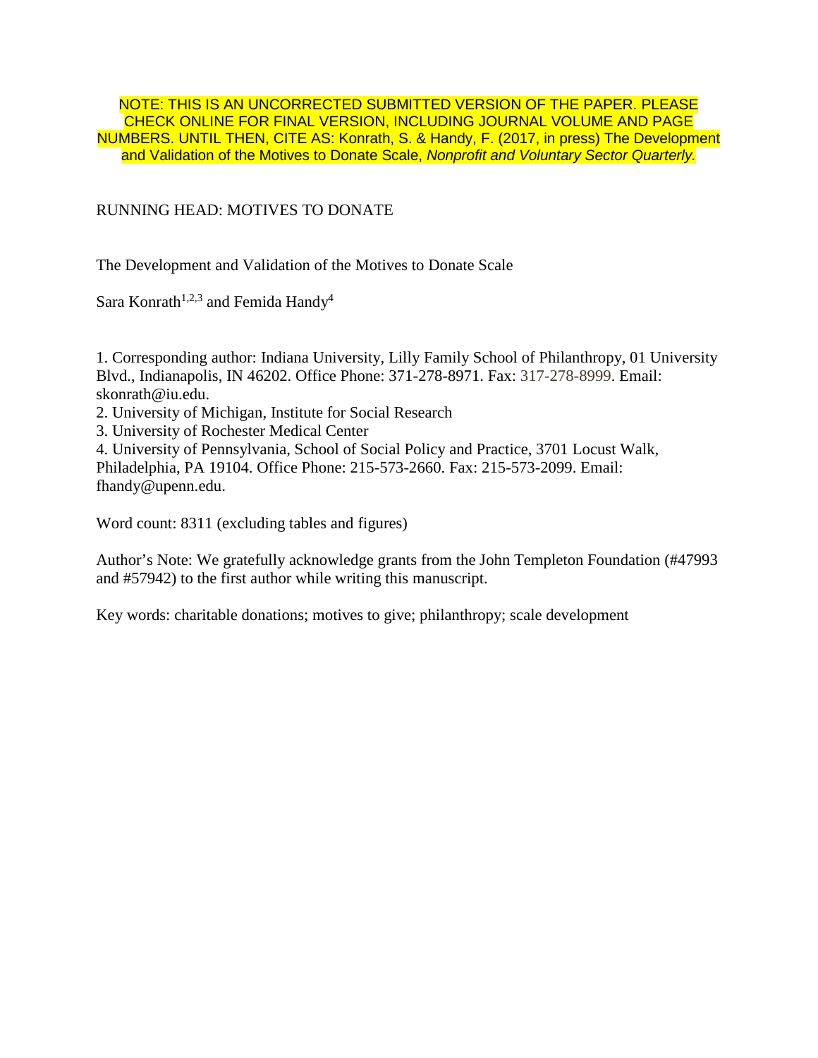NOTE: THIS IS AN UNCORRECTED SUBMITTED VERSION OF THE PAPER. PLEASE CHECK ONLINE FOR FINAL VERSION, INCLUDING JOURNAL VOLUME AND PAGE NUMBERS. UNTIL THEN, CITE AS: Konrath, S. & Handy, F. (2017, in press) The Development and Validation of the Motives to Donate Scale, *Nonprofit and Voluntary Sector Quarterly.*

RUNNING HEAD: MOTIVES TO DONATE

# The Development and Validation of the Motives to Donate Scale

Sara Konrath[1,2,3] and Femida Handy[4]

1. Corresponding author: Indiana University, Lilly Family School of Philanthropy, 01 University Blvd., Indianapolis, IN 46202. Office Phone: 371-278-8971. Fax: 317-278-8999. Email: skonrath@iu.edu.
2. University of Michigan, Institute for Social Research
3. University of Rochester Medical Center
4. University of Pennsylvania, School of Social Policy and Practice, 3701 Locust Walk, Philadelphia, PA 19104. Office Phone: 215-573-2660. Fax: 215-573-2099. Email: fhandy@upenn.edu.

Word count: 8311 (excluding tables and figures)

Author's Note: We gratefully acknowledge grants from the John Templeton Foundation (#47993 and #57942) to the first author while writing this manuscript.

Key words: charitable donations; motives to give; philanthropy; scale development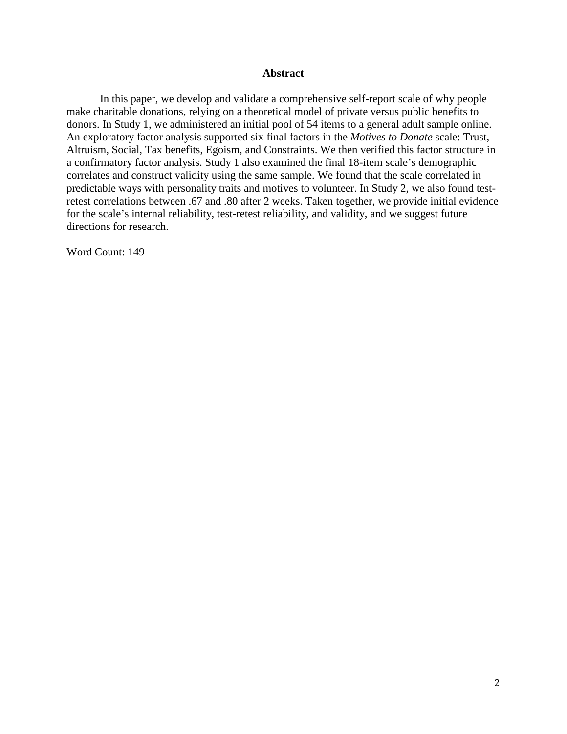# Abstract

In this paper, we develop and validate a comprehensive self-report scale of why people make charitable donations, relying on a theoretical model of private versus public benefits to donors. In Study 1, we administered an initial pool of 54 items to a general adult sample online. An exploratory factor analysis supported six final factors in the *Motives to Donate* scale: Trust, Altruism, Social, Tax benefits, Egoism, and Constraints. We then verified this factor structure in a confirmatory factor analysis. Study 1 also examined the final 18-item scale's demographic correlates and construct validity using the same sample. We found that the scale correlated in predictable ways with personality traits and motives to volunteer. In Study 2, we also found test-retest correlations between .67 and .80 after 2 weeks. Taken together, we provide initial evidence for the scale's internal reliability, test-retest reliability, and validity, and we suggest future directions for research.

Word Count: 149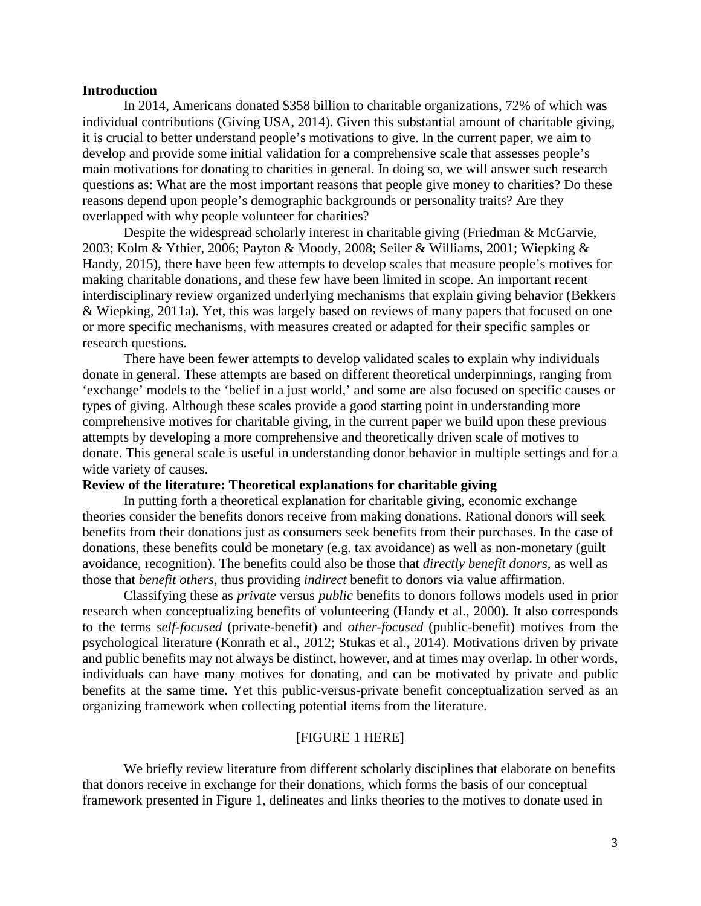## Introduction

In 2014, Americans donated $358 billion to charitable organizations, 72% of which was individual contributions (Giving USA, 2014). Given this substantial amount of charitable giving, it is crucial to better understand people's motivations to give. In the current paper, we aim to develop and provide some initial validation for a comprehensive scale that assesses people's main motivations for donating to charities in general. In doing so, we will answer such research questions as: What are the most important reasons that people give money to charities? Do these reasons depend upon people's demographic backgrounds or personality traits? Are they overlapped with why people volunteer for charities?

Despite the widespread scholarly interest in charitable giving (Friedman & McGarvie, 2003; Kolm & Ythier, 2006; Payton & Moody, 2008; Seiler & Williams, 2001; Wiepking & Handy, 2015), there have been few attempts to develop scales that measure people's motives for making charitable donations, and these few have been limited in scope. An important recent interdisciplinary review organized underlying mechanisms that explain giving behavior (Bekkers & Wiepking, 2011a). Yet, this was largely based on reviews of many papers that focused on one or more specific mechanisms, with measures created or adapted for their specific samples or research questions.

There have been fewer attempts to develop validated scales to explain why individuals donate in general. These attempts are based on different theoretical underpinnings, ranging from 'exchange' models to the 'belief in a just world,' and some are also focused on specific causes or types of giving. Although these scales provide a good starting point in understanding more comprehensive motives for charitable giving, in the current paper we build upon these previous attempts by developing a more comprehensive and theoretically driven scale of motives to donate. This general scale is useful in understanding donor behavior in multiple settings and for a wide variety of causes.

## Review of the literature: Theoretical explanations for charitable giving

In putting forth a theoretical explanation for charitable giving, economic exchange theories consider the benefits donors receive from making donations. Rational donors will seek benefits from their donations just as consumers seek benefits from their purchases. In the case of donations, these benefits could be monetary (e.g. tax avoidance) as well as non-monetary (guilt avoidance, recognition). The benefits could also be those that *directly benefit donors*, as well as those that *benefit others*, thus providing *indirect* benefit to donors via value affirmation.

Classifying these as *private* versus *public* benefits to donors follows models used in prior research when conceptualizing benefits of volunteering (Handy et al., 2000). It also corresponds to the terms *self-focused* (private-benefit) and *other-focused* (public-benefit) motives from the psychological literature (Konrath et al., 2012; Stukas et al., 2014). Motivations driven by private and public benefits may not always be distinct, however, and at times may overlap. In other words, individuals can have many motives for donating, and can be motivated by private and public benefits at the same time. Yet this public-versus-private benefit conceptualization served as an organizing framework when collecting potential items from the literature.

[FIGURE 1 HERE]

We briefly review literature from different scholarly disciplines that elaborate on benefits that donors receive in exchange for their donations, which forms the basis of our conceptual framework presented in Figure 1, delineates and links theories to the motives to donate used in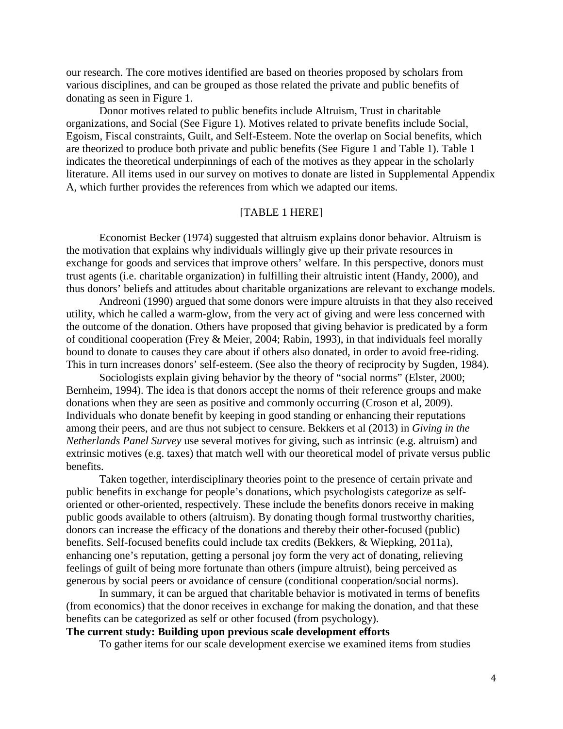our research. The core motives identified are based on theories proposed by scholars from various disciplines, and can be grouped as those related the private and public benefits of donating as seen in Figure 1.

Donor motives related to public benefits include Altruism, Trust in charitable organizations, and Social (See Figure 1). Motives related to private benefits include Social, Egoism, Fiscal constraints, Guilt, and Self-Esteem. Note the overlap on Social benefits, which are theorized to produce both private and public benefits (See Figure 1 and Table 1). Table 1 indicates the theoretical underpinnings of each of the motives as they appear in the scholarly literature. All items used in our survey on motives to donate are listed in Supplemental Appendix A, which further provides the references from which we adapted our items.

[TABLE 1 HERE]

Economist Becker (1974) suggested that altruism explains donor behavior. Altruism is the motivation that explains why individuals willingly give up their private resources in exchange for goods and services that improve others' welfare. In this perspective, donors must trust agents (i.e. charitable organization) in fulfilling their altruistic intent (Handy, 2000), and thus donors' beliefs and attitudes about charitable organizations are relevant to exchange models.

Andreoni (1990) argued that some donors were impure altruists in that they also received utility, which he called a warm-glow, from the very act of giving and were less concerned with the outcome of the donation. Others have proposed that giving behavior is predicated by a form of conditional cooperation (Frey & Meier, 2004; Rabin, 1993), in that individuals feel morally bound to donate to causes they care about if others also donated, in order to avoid free-riding. This in turn increases donors' self-esteem. (See also the theory of reciprocity by Sugden, 1984).

Sociologists explain giving behavior by the theory of "social norms" (Elster, 2000; Bernheim, 1994). The idea is that donors accept the norms of their reference groups and make donations when they are seen as positive and commonly occurring (Croson et al, 2009). Individuals who donate benefit by keeping in good standing or enhancing their reputations among their peers, and are thus not subject to censure. Bekkers et al (2013) in *Giving in the Netherlands Panel Survey* use several motives for giving, such as intrinsic (e.g. altruism) and extrinsic motives (e.g. taxes) that match well with our theoretical model of private versus public benefits.

Taken together, interdisciplinary theories point to the presence of certain private and public benefits in exchange for people's donations, which psychologists categorize as self-oriented or other-oriented, respectively. These include the benefits donors receive in making public goods available to others (altruism). By donating though formal trustworthy charities, donors can increase the efficacy of the donations and thereby their other-focused (public) benefits. Self-focused benefits could include tax credits (Bekkers, & Wiepking, 2011a), enhancing one's reputation, getting a personal joy form the very act of donating, relieving feelings of guilt of being more fortunate than others (impure altruist), being perceived as generous by social peers or avoidance of censure (conditional cooperation/social norms).

In summary, it can be argued that charitable behavior is motivated in terms of benefits (from economics) that the donor receives in exchange for making the donation, and that these benefits can be categorized as self or other focused (from psychology).

**The current study: Building upon previous scale development efforts**

To gather items for our scale development exercise we examined items from studies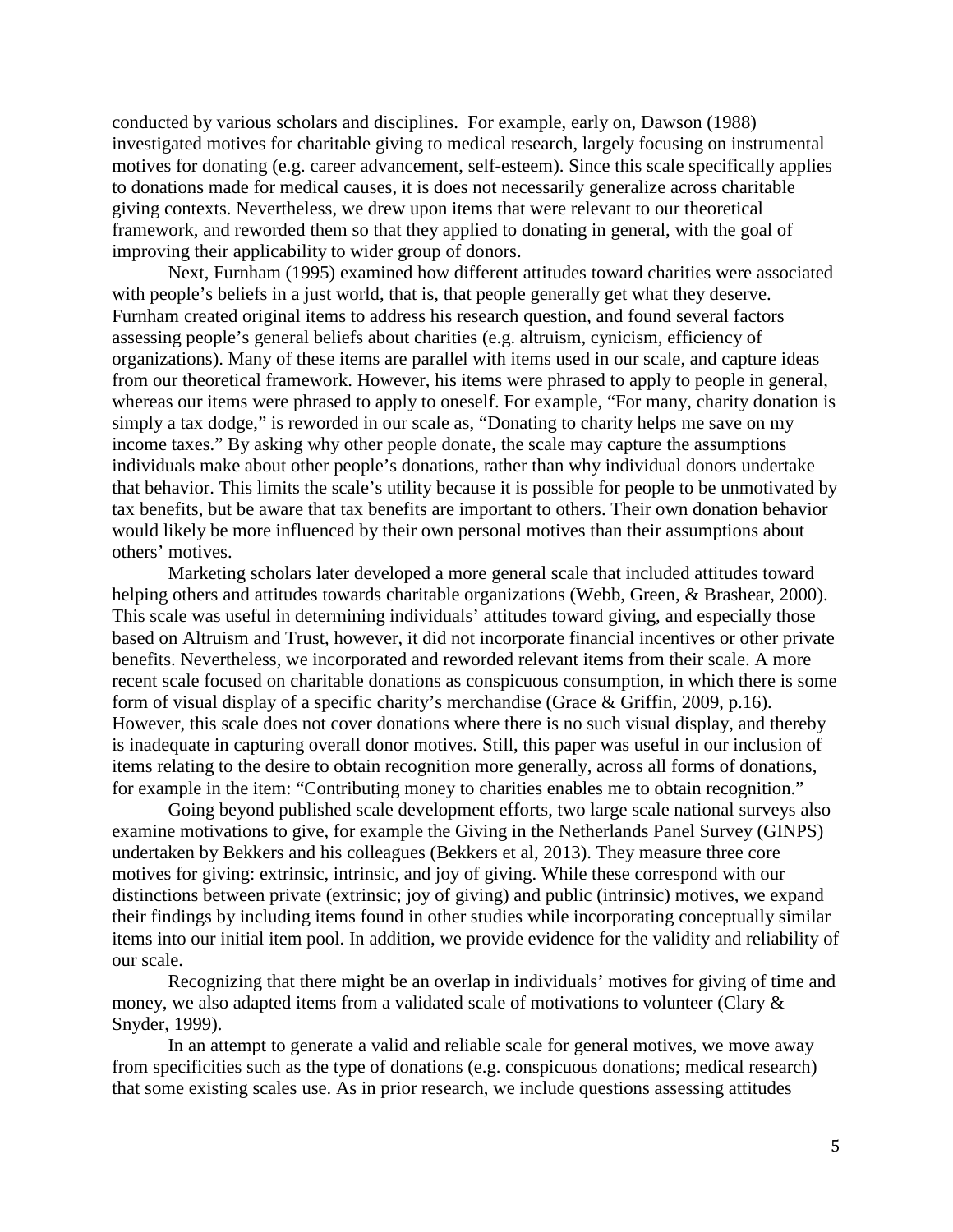conducted by various scholars and disciplines. For example, early on, Dawson (1988) investigated motives for charitable giving to medical research, largely focusing on instrumental motives for donating (e.g. career advancement, self-esteem). Since this scale specifically applies to donations made for medical causes, it is does not necessarily generalize across charitable giving contexts. Nevertheless, we drew upon items that were relevant to our theoretical framework, and reworded them so that they applied to donating in general, with the goal of improving their applicability to wider group of donors.

Next, Furnham (1995) examined how different attitudes toward charities were associated with people's beliefs in a just world, that is, that people generally get what they deserve. Furnham created original items to address his research question, and found several factors assessing people's general beliefs about charities (e.g. altruism, cynicism, efficiency of organizations). Many of these items are parallel with items used in our scale, and capture ideas from our theoretical framework. However, his items were phrased to apply to people in general, whereas our items were phrased to apply to oneself. For example, "For many, charity donation is simply a tax dodge," is reworded in our scale as, "Donating to charity helps me save on my income taxes." By asking why other people donate, the scale may capture the assumptions individuals make about other people's donations, rather than why individual donors undertake that behavior. This limits the scale's utility because it is possible for people to be unmotivated by tax benefits, but be aware that tax benefits are important to others. Their own donation behavior would likely be more influenced by their own personal motives than their assumptions about others' motives.

Marketing scholars later developed a more general scale that included attitudes toward helping others and attitudes towards charitable organizations (Webb, Green, & Brashear, 2000). This scale was useful in determining individuals' attitudes toward giving, and especially those based on Altruism and Trust, however, it did not incorporate financial incentives or other private benefits. Nevertheless, we incorporated and reworded relevant items from their scale. A more recent scale focused on charitable donations as conspicuous consumption, in which there is some form of visual display of a specific charity's merchandise (Grace & Griffin, 2009, p.16). However, this scale does not cover donations where there is no such visual display, and thereby is inadequate in capturing overall donor motives. Still, this paper was useful in our inclusion of items relating to the desire to obtain recognition more generally, across all forms of donations, for example in the item: "Contributing money to charities enables me to obtain recognition."

Going beyond published scale development efforts, two large scale national surveys also examine motivations to give, for example the Giving in the Netherlands Panel Survey (GINPS) undertaken by Bekkers and his colleagues (Bekkers et al, 2013). They measure three core motives for giving: extrinsic, intrinsic, and joy of giving. While these correspond with our distinctions between private (extrinsic; joy of giving) and public (intrinsic) motives, we expand their findings by including items found in other studies while incorporating conceptually similar items into our initial item pool. In addition, we provide evidence for the validity and reliability of our scale.

Recognizing that there might be an overlap in individuals' motives for giving of time and money, we also adapted items from a validated scale of motivations to volunteer (Clary & Snyder, 1999).

In an attempt to generate a valid and reliable scale for general motives, we move away from specificities such as the type of donations (e.g. conspicuous donations; medical research) that some existing scales use. As in prior research, we include questions assessing attitudes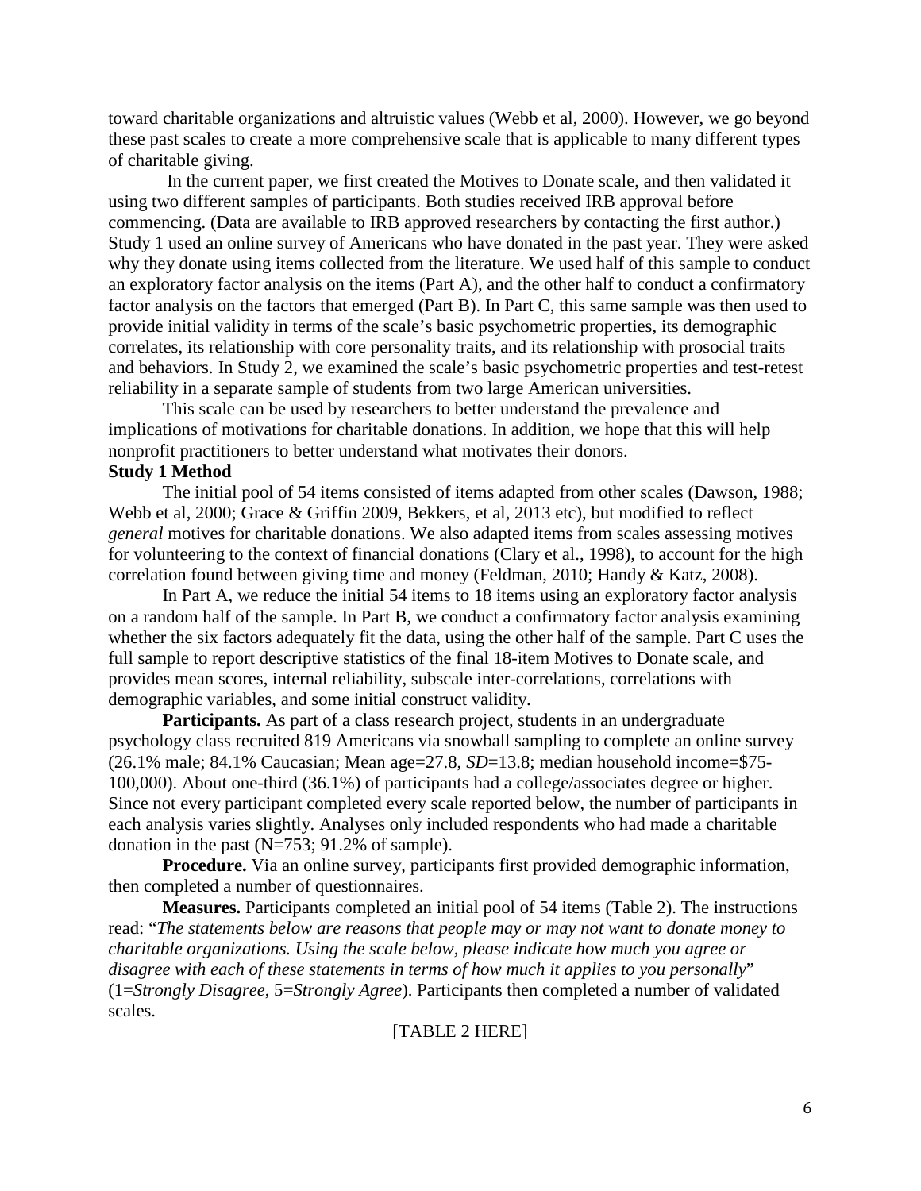toward charitable organizations and altruistic values (Webb et al, 2000). However, we go beyond these past scales to create a more comprehensive scale that is applicable to many different types of charitable giving.

In the current paper, we first created the Motives to Donate scale, and then validated it using two different samples of participants. Both studies received IRB approval before commencing. (Data are available to IRB approved researchers by contacting the first author.) Study 1 used an online survey of Americans who have donated in the past year. They were asked why they donate using items collected from the literature. We used half of this sample to conduct an exploratory factor analysis on the items (Part A), and the other half to conduct a confirmatory factor analysis on the factors that emerged (Part B). In Part C, this same sample was then used to provide initial validity in terms of the scale's basic psychometric properties, its demographic correlates, its relationship with core personality traits, and its relationship with prosocial traits and behaviors. In Study 2, we examined the scale's basic psychometric properties and test-retest reliability in a separate sample of students from two large American universities.

This scale can be used by researchers to better understand the prevalence and implications of motivations for charitable donations. In addition, we hope that this will help nonprofit practitioners to better understand what motivates their donors.

**Study 1 Method**

The initial pool of 54 items consisted of items adapted from other scales (Dawson, 1988; Webb et al, 2000; Grace & Griffin 2009, Bekkers, et al 2013 etc), but modified to reflect *general* motives for charitable donations. We also adapted items from scales assessing motives for volunteering to the context of financial donations (Clary et al., 1998), to account for the high correlation found between giving time and money (Feldman, 2010; Handy & Katz, 2008).

In Part A, we reduce the initial 54 items to 18 items using an exploratory factor analysis on a random half of the sample. In Part B, we conduct a confirmatory factor analysis examining whether the six factors adequately fit the data, using the other half of the sample. Part C uses the full sample to report descriptive statistics of the final 18-item Motives to Donate scale, and provides mean scores, internal reliability, subscale inter-correlations, correlations with demographic variables, and some initial construct validity.

**Participants.** As part of a class research project, students in an undergraduate psychology class recruited 819 Americans via snowball sampling to complete an online survey (26.1% male; 84.1% Caucasian; Mean age=27.8, *SD*=13.8; median household income=$75-100,000). About one-third (36.1%) of participants had a college/associates degree or higher. Since not every participant completed every scale reported below, the number of participants in each analysis varies slightly. Analyses only included respondents who had made a charitable donation in the past (N=753; 91.2% of sample).

**Procedure.** Via an online survey, participants first provided demographic information, then completed a number of questionnaires.

**Measures.** Participants completed an initial pool of 54 items (Table 2). The instructions read: "*The statements below are reasons that people may or may not want to donate money to charitable organizations. Using the scale below, please indicate how much you agree or disagree with each of these statements in terms of how much it applies to you personally*" (1=*Strongly Disagree*, 5=*Strongly Agree*). Participants then completed a number of validated scales.

[TABLE 2 HERE]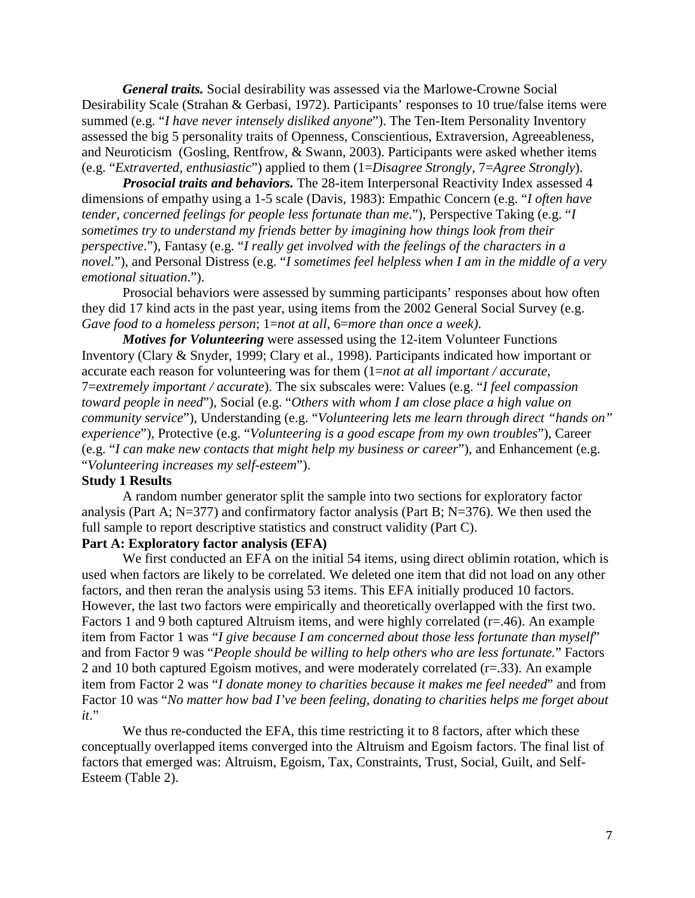***General traits.*** Social desirability was assessed via the Marlowe-Crowne Social Desirability Scale (Strahan & Gerbasi, 1972). Participants' responses to 10 true/false items were summed (e.g. "*I have never intensely disliked anyone*"). The Ten-Item Personality Inventory assessed the big 5 personality traits of Openness, Conscientious, Extraversion, Agreeableness, and Neuroticism (Gosling, Rentfrow, & Swann, 2003). Participants were asked whether items (e.g. "*Extraverted, enthusiastic*") applied to them (1=*Disagree Strongly*, 7=*Agree Strongly*).

***Prosocial traits and behaviors.*** The 28-item Interpersonal Reactivity Index assessed 4 dimensions of empathy using a 1-5 scale (Davis, 1983): Empathic Concern (e.g. "*I often have tender, concerned feelings for people less fortunate than me*."), Perspective Taking (e.g. "*I sometimes try to understand my friends better by imagining how things look from their perspective*."), Fantasy (e.g. "*I really get involved with the feelings of the characters in a novel.*"), and Personal Distress (e.g. "*I sometimes feel helpless when I am in the middle of a very emotional situation*.").

Prosocial behaviors were assessed by summing participants' responses about how often they did 17 kind acts in the past year, using items from the 2002 General Social Survey (e.g. *Gave food to a homeless person*; 1=*not at all*, 6=*more than once a week)*.

***Motives for Volunteering*** were assessed using the 12-item Volunteer Functions Inventory (Clary & Snyder, 1999; Clary et al., 1998). Participants indicated how important or accurate each reason for volunteering was for them (1=*not at all important / accurate*, 7=*extremely important / accurate*). The six subscales were: Values (e.g. "*I feel compassion toward people in need*"), Social (e.g. "*Others with whom I am close place a high value on community service*"), Understanding (e.g. "*Volunteering lets me learn through direct "hands on" experience*"), Protective (e.g. "*Volunteering is a good escape from my own troubles*"), Career (e.g. "*I can make new contacts that might help my business or career*"), and Enhancement (e.g. "*Volunteering increases my self-esteem*").

## Study 1 Results

A random number generator split the sample into two sections for exploratory factor analysis (Part A; N=377) and confirmatory factor analysis (Part B; N=376). We then used the full sample to report descriptive statistics and construct validity (Part C).

### Part A: Exploratory factor analysis (EFA)

We first conducted an EFA on the initial 54 items, using direct oblimin rotation, which is used when factors are likely to be correlated. We deleted one item that did not load on any other factors, and then reran the analysis using 53 items. This EFA initially produced 10 factors. However, the last two factors were empirically and theoretically overlapped with the first two. Factors 1 and 9 both captured Altruism items, and were highly correlated (r=.46). An example item from Factor 1 was "*I give because I am concerned about those less fortunate than myself*" and from Factor 9 was "*People should be willing to help others who are less fortunate.*" Factors 2 and 10 both captured Egoism motives, and were moderately correlated (r=.33). An example item from Factor 2 was "*I donate money to charities because it makes me feel needed*" and from Factor 10 was "*No matter how bad I've been feeling, donating to charities helps me forget about it*."

We thus re-conducted the EFA, this time restricting it to 8 factors, after which these conceptually overlapped items converged into the Altruism and Egoism factors. The final list of factors that emerged was: Altruism, Egoism, Tax, Constraints, Trust, Social, Guilt, and Self-Esteem (Table 2).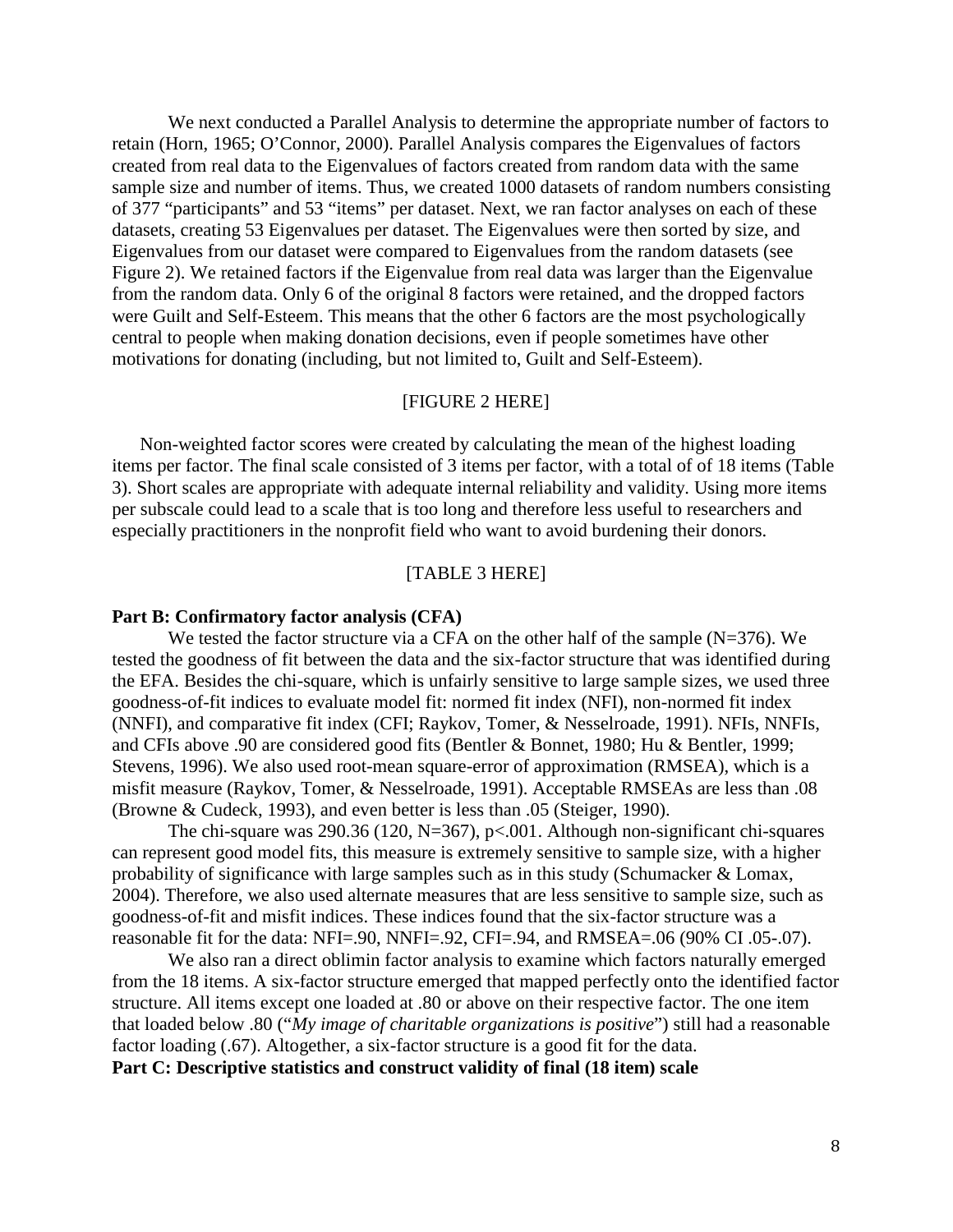We next conducted a Parallel Analysis to determine the appropriate number of factors to retain (Horn, 1965; O'Connor, 2000). Parallel Analysis compares the Eigenvalues of factors created from real data to the Eigenvalues of factors created from random data with the same sample size and number of items. Thus, we created 1000 datasets of random numbers consisting of 377 "participants" and 53 "items" per dataset. Next, we ran factor analyses on each of these datasets, creating 53 Eigenvalues per dataset. The Eigenvalues were then sorted by size, and Eigenvalues from our dataset were compared to Eigenvalues from the random datasets (see Figure 2). We retained factors if the Eigenvalue from real data was larger than the Eigenvalue from the random data. Only 6 of the original 8 factors were retained, and the dropped factors were Guilt and Self-Esteem. This means that the other 6 factors are the most psychologically central to people when making donation decisions, even if people sometimes have other motivations for donating (including, but not limited to, Guilt and Self-Esteem).

[FIGURE 2 HERE]

Non-weighted factor scores were created by calculating the mean of the highest loading items per factor. The final scale consisted of 3 items per factor, with a total of of 18 items (Table 3). Short scales are appropriate with adequate internal reliability and validity. Using more items per subscale could lead to a scale that is too long and therefore less useful to researchers and especially practitioners in the nonprofit field who want to avoid burdening their donors.

[TABLE 3 HERE]

**Part B: Confirmatory factor analysis (CFA)**

We tested the factor structure via a CFA on the other half of the sample (N=376). We tested the goodness of fit between the data and the six-factor structure that was identified during the EFA. Besides the chi-square, which is unfairly sensitive to large sample sizes, we used three goodness-of-fit indices to evaluate model fit: normed fit index (NFI), non-normed fit index (NNFI), and comparative fit index (CFI; Raykov, Tomer, & Nesselroade, 1991). NFIs, NNFIs, and CFIs above .90 are considered good fits (Bentler & Bonnet, 1980; Hu & Bentler, 1999; Stevens, 1996). We also used root-mean square-error of approximation (RMSEA), which is a misfit measure (Raykov, Tomer, & Nesselroade, 1991). Acceptable RMSEAs are less than .08 (Browne & Cudeck, 1993), and even better is less than .05 (Steiger, 1990).

The chi-square was 290.36 (120, N=367), p<.001. Although non-significant chi-squares can represent good model fits, this measure is extremely sensitive to sample size, with a higher probability of significance with large samples such as in this study (Schumacker & Lomax, 2004). Therefore, we also used alternate measures that are less sensitive to sample size, such as goodness-of-fit and misfit indices. These indices found that the six-factor structure was a reasonable fit for the data: NFI=.90, NNFI=.92, CFI=.94, and RMSEA=.06 (90% CI .05-.07).

We also ran a direct oblimin factor analysis to examine which factors naturally emerged from the 18 items. A six-factor structure emerged that mapped perfectly onto the identified factor structure. All items except one loaded at .80 or above on their respective factor. The one item that loaded below .80 ("*My image of charitable organizations is positive*") still had a reasonable factor loading (.67). Altogether, a six-factor structure is a good fit for the data.

**Part C: Descriptive statistics and construct validity of final (18 item) scale**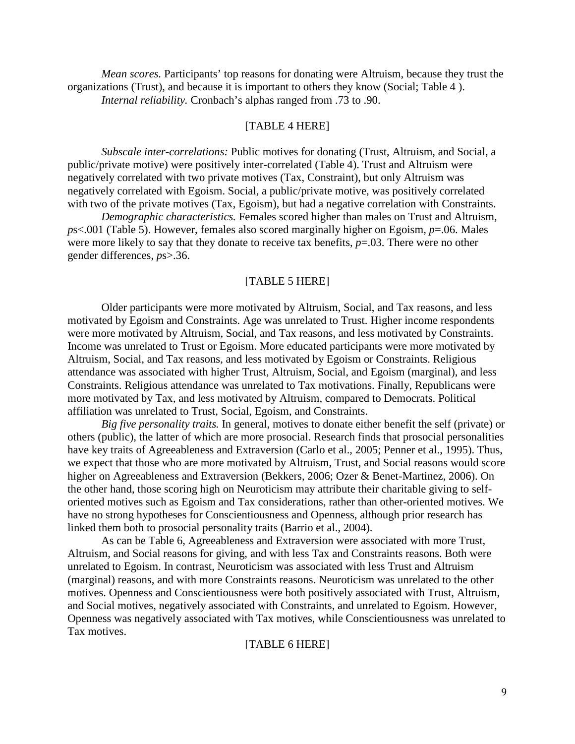*Mean scores.* Participants' top reasons for donating were Altruism, because they trust the organizations (Trust), and because it is important to others they know (Social; Table 4 ).

*Internal reliability.* Cronbach's alphas ranged from .73 to .90.

[TABLE 4 HERE]

*Subscale inter-correlations:* Public motives for donating (Trust, Altruism, and Social, a public/private motive) were positively inter-correlated (Table 4). Trust and Altruism were negatively correlated with two private motives (Tax, Constraint), but only Altruism was negatively correlated with Egoism. Social, a public/private motive, was positively correlated with two of the private motives (Tax, Egoism), but had a negative correlation with Constraints.

*Demographic characteristics.* Females scored higher than males on Trust and Altruism, $p$s<.001 (Table 5). However, females also scored marginally higher on Egoism, $p$=.06. Males were more likely to say that they donate to receive tax benefits, $p$=.03. There were no other gender differences, $p$s>.36.

[TABLE 5 HERE]

Older participants were more motivated by Altruism, Social, and Tax reasons, and less motivated by Egoism and Constraints. Age was unrelated to Trust. Higher income respondents were more motivated by Altruism, Social, and Tax reasons, and less motivated by Constraints. Income was unrelated to Trust or Egoism. More educated participants were more motivated by Altruism, Social, and Tax reasons, and less motivated by Egoism or Constraints. Religious attendance was associated with higher Trust, Altruism, Social, and Egoism (marginal), and less Constraints. Religious attendance was unrelated to Tax motivations. Finally, Republicans were more motivated by Tax, and less motivated by Altruism, compared to Democrats. Political affiliation was unrelated to Trust, Social, Egoism, and Constraints.

*Big five personality traits.* In general, motives to donate either benefit the self (private) or others (public), the latter of which are more prosocial. Research finds that prosocial personalities have key traits of Agreeableness and Extraversion (Carlo et al., 2005; Penner et al., 1995). Thus, we expect that those who are more motivated by Altruism, Trust, and Social reasons would score higher on Agreeableness and Extraversion (Bekkers, 2006; Ozer & Benet-Martinez, 2006). On the other hand, those scoring high on Neuroticism may attribute their charitable giving to self-oriented motives such as Egoism and Tax considerations, rather than other-oriented motives. We have no strong hypotheses for Conscientiousness and Openness, although prior research has linked them both to prosocial personality traits (Barrio et al., 2004).

As can be Table 6, Agreeableness and Extraversion were associated with more Trust, Altruism, and Social reasons for giving, and with less Tax and Constraints reasons. Both were unrelated to Egoism. In contrast, Neuroticism was associated with less Trust and Altruism (marginal) reasons, and with more Constraints reasons. Neuroticism was unrelated to the other motives. Openness and Conscientiousness were both positively associated with Trust, Altruism, and Social motives, negatively associated with Constraints, and unrelated to Egoism. However, Openness was negatively associated with Tax motives, while Conscientiousness was unrelated to Tax motives.

[TABLE 6 HERE]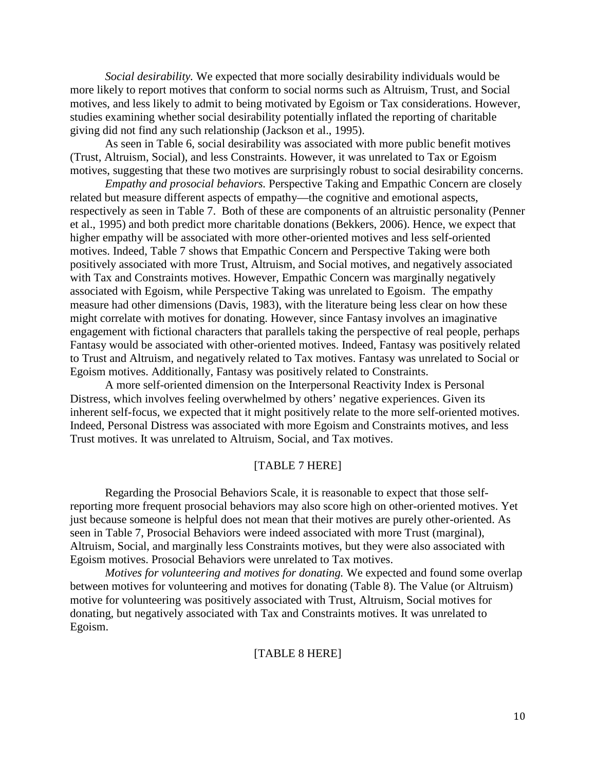*Social desirability.* We expected that more socially desirability individuals would be more likely to report motives that conform to social norms such as Altruism, Trust, and Social motives, and less likely to admit to being motivated by Egoism or Tax considerations. However, studies examining whether social desirability potentially inflated the reporting of charitable giving did not find any such relationship (Jackson et al., 1995).

As seen in Table 6, social desirability was associated with more public benefit motives (Trust, Altruism, Social), and less Constraints. However, it was unrelated to Tax or Egoism motives, suggesting that these two motives are surprisingly robust to social desirability concerns.

*Empathy and prosocial behaviors.* Perspective Taking and Empathic Concern are closely related but measure different aspects of empathy—the cognitive and emotional aspects, respectively as seen in Table 7. Both of these are components of an altruistic personality (Penner et al., 1995) and both predict more charitable donations (Bekkers, 2006). Hence, we expect that higher empathy will be associated with more other-oriented motives and less self-oriented motives. Indeed, Table 7 shows that Empathic Concern and Perspective Taking were both positively associated with more Trust, Altruism, and Social motives, and negatively associated with Tax and Constraints motives. However, Empathic Concern was marginally negatively associated with Egoism, while Perspective Taking was unrelated to Egoism. The empathy measure had other dimensions (Davis, 1983), with the literature being less clear on how these might correlate with motives for donating. However, since Fantasy involves an imaginative engagement with fictional characters that parallels taking the perspective of real people, perhaps Fantasy would be associated with other-oriented motives. Indeed, Fantasy was positively related to Trust and Altruism, and negatively related to Tax motives. Fantasy was unrelated to Social or Egoism motives. Additionally, Fantasy was positively related to Constraints.

A more self-oriented dimension on the Interpersonal Reactivity Index is Personal Distress, which involves feeling overwhelmed by others' negative experiences. Given its inherent self-focus, we expected that it might positively relate to the more self-oriented motives. Indeed, Personal Distress was associated with more Egoism and Constraints motives, and less Trust motives. It was unrelated to Altruism, Social, and Tax motives.

[TABLE 7 HERE]

Regarding the Prosocial Behaviors Scale, it is reasonable to expect that those self-reporting more frequent prosocial behaviors may also score high on other-oriented motives. Yet just because someone is helpful does not mean that their motives are purely other-oriented. As seen in Table 7, Prosocial Behaviors were indeed associated with more Trust (marginal), Altruism, Social, and marginally less Constraints motives, but they were also associated with Egoism motives. Prosocial Behaviors were unrelated to Tax motives.

*Motives for volunteering and motives for donating.* We expected and found some overlap between motives for volunteering and motives for donating (Table 8). The Value (or Altruism) motive for volunteering was positively associated with Trust, Altruism, Social motives for donating, but negatively associated with Tax and Constraints motives. It was unrelated to Egoism.

[TABLE 8 HERE]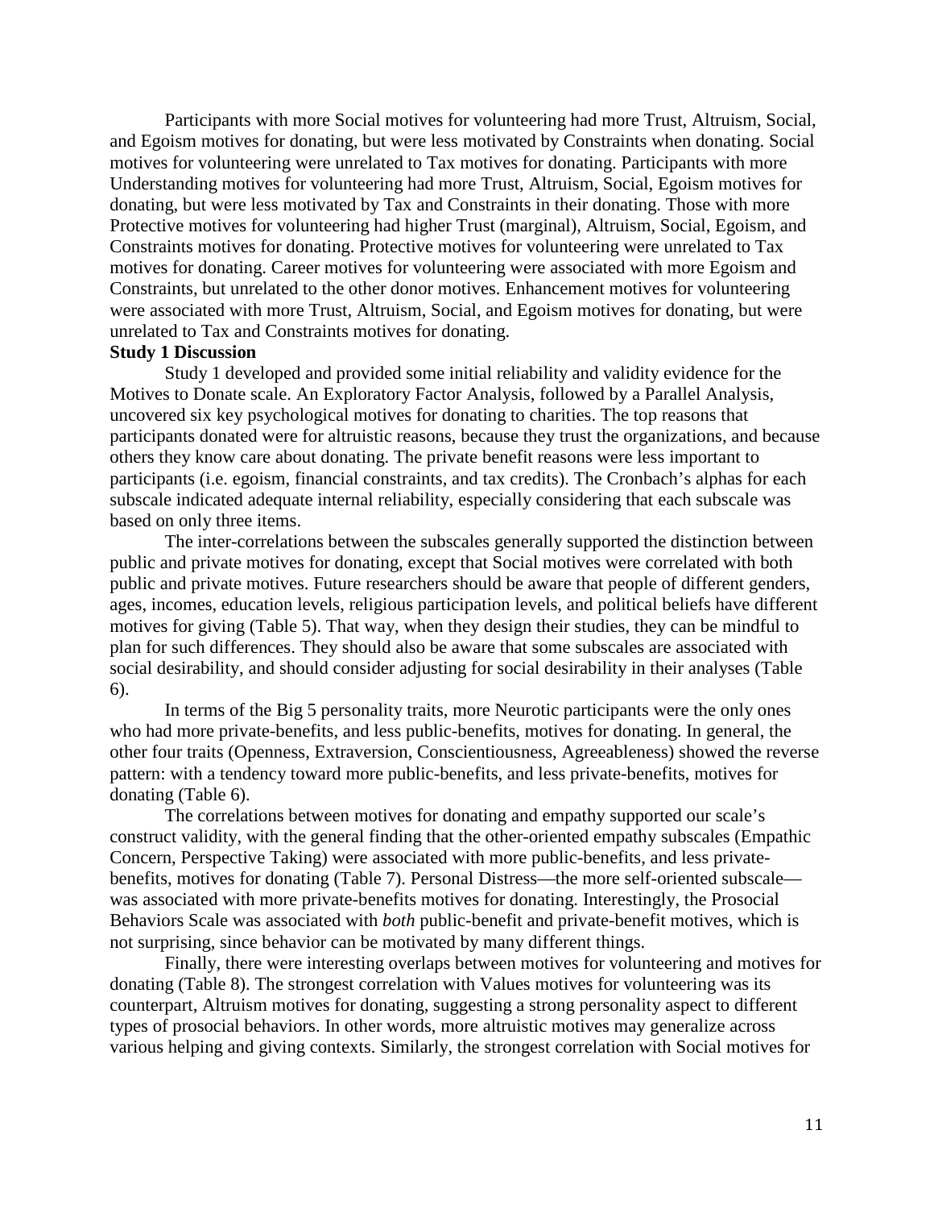Participants with more Social motives for volunteering had more Trust, Altruism, Social, and Egoism motives for donating, but were less motivated by Constraints when donating. Social motives for volunteering were unrelated to Tax motives for donating. Participants with more Understanding motives for volunteering had more Trust, Altruism, Social, Egoism motives for donating, but were less motivated by Tax and Constraints in their donating. Those with more Protective motives for volunteering had higher Trust (marginal), Altruism, Social, Egoism, and Constraints motives for donating. Protective motives for volunteering were unrelated to Tax motives for donating. Career motives for volunteering were associated with more Egoism and Constraints, but unrelated to the other donor motives. Enhancement motives for volunteering were associated with more Trust, Altruism, Social, and Egoism motives for donating, but were unrelated to Tax and Constraints motives for donating.

**Study 1 Discussion**

Study 1 developed and provided some initial reliability and validity evidence for the Motives to Donate scale. An Exploratory Factor Analysis, followed by a Parallel Analysis, uncovered six key psychological motives for donating to charities. The top reasons that participants donated were for altruistic reasons, because they trust the organizations, and because others they know care about donating. The private benefit reasons were less important to participants (i.e. egoism, financial constraints, and tax credits). The Cronbach's alphas for each subscale indicated adequate internal reliability, especially considering that each subscale was based on only three items.

The inter-correlations between the subscales generally supported the distinction between public and private motives for donating, except that Social motives were correlated with both public and private motives. Future researchers should be aware that people of different genders, ages, incomes, education levels, religious participation levels, and political beliefs have different motives for giving (Table 5). That way, when they design their studies, they can be mindful to plan for such differences. They should also be aware that some subscales are associated with social desirability, and should consider adjusting for social desirability in their analyses (Table 6).

In terms of the Big 5 personality traits, more Neurotic participants were the only ones who had more private-benefits, and less public-benefits, motives for donating. In general, the other four traits (Openness, Extraversion, Conscientiousness, Agreeableness) showed the reverse pattern: with a tendency toward more public-benefits, and less private-benefits, motives for donating (Table 6).

The correlations between motives for donating and empathy supported our scale's construct validity, with the general finding that the other-oriented empathy subscales (Empathic Concern, Perspective Taking) were associated with more public-benefits, and less private-benefits, motives for donating (Table 7). Personal Distress—the more self-oriented subscale—was associated with more private-benefits motives for donating. Interestingly, the Prosocial Behaviors Scale was associated with *both* public-benefit and private-benefit motives, which is not surprising, since behavior can be motivated by many different things.

Finally, there were interesting overlaps between motives for volunteering and motives for donating (Table 8). The strongest correlation with Values motives for volunteering was its counterpart, Altruism motives for donating, suggesting a strong personality aspect to different types of prosocial behaviors. In other words, more altruistic motives may generalize across various helping and giving contexts. Similarly, the strongest correlation with Social motives for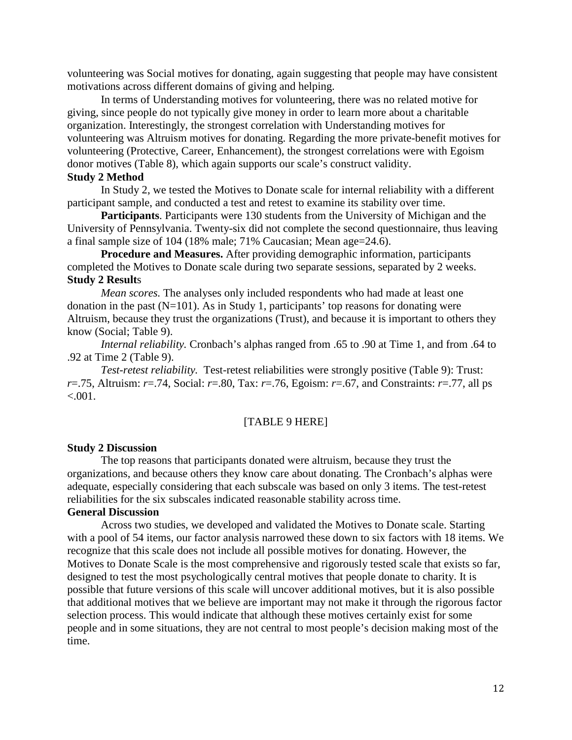volunteering was Social motives for donating, again suggesting that people may have consistent motivations across different domains of giving and helping.

In terms of Understanding motives for volunteering, there was no related motive for giving, since people do not typically give money in order to learn more about a charitable organization. Interestingly, the strongest correlation with Understanding motives for volunteering was Altruism motives for donating. Regarding the more private-benefit motives for volunteering (Protective, Career, Enhancement), the strongest correlations were with Egoism donor motives (Table 8), which again supports our scale's construct validity.

**Study 2 Method**

In Study 2, we tested the Motives to Donate scale for internal reliability with a different participant sample, and conducted a test and retest to examine its stability over time.

**Participants**. Participants were 130 students from the University of Michigan and the University of Pennsylvania. Twenty-six did not complete the second questionnaire, thus leaving a final sample size of 104 (18% male; 71% Caucasian; Mean age=24.6).

**Procedure and Measures.** After providing demographic information, participants completed the Motives to Donate scale during two separate sessions, separated by 2 weeks.

**Study 2 Results**

*Mean scores.* The analyses only included respondents who had made at least one donation in the past (N=101). As in Study 1, participants' top reasons for donating were Altruism, because they trust the organizations (Trust), and because it is important to others they know (Social; Table 9).

*Internal reliability.* Cronbach's alphas ranged from .65 to .90 at Time 1, and from .64 to .92 at Time 2 (Table 9).

*Test-retest reliability.* Test-retest reliabilities were strongly positive (Table 9): Trust: $r$=.75, Altruism: $r$=.74, Social: $r$=.80, Tax: $r$=.76, Egoism: $r$=.67, and Constraints: $r$=.77, all ps $<.001$.

[TABLE 9 HERE]

**Study 2 Discussion**

The top reasons that participants donated were altruism, because they trust the organizations, and because others they know care about donating. The Cronbach's alphas were adequate, especially considering that each subscale was based on only 3 items. The test-retest reliabilities for the six subscales indicated reasonable stability across time.

**General Discussion**

Across two studies, we developed and validated the Motives to Donate scale. Starting with a pool of 54 items, our factor analysis narrowed these down to six factors with 18 items. We recognize that this scale does not include all possible motives for donating. However, the Motives to Donate Scale is the most comprehensive and rigorously tested scale that exists so far, designed to test the most psychologically central motives that people donate to charity. It is possible that future versions of this scale will uncover additional motives, but it is also possible that additional motives that we believe are important may not make it through the rigorous factor selection process. This would indicate that although these motives certainly exist for some people and in some situations, they are not central to most people's decision making most of the time.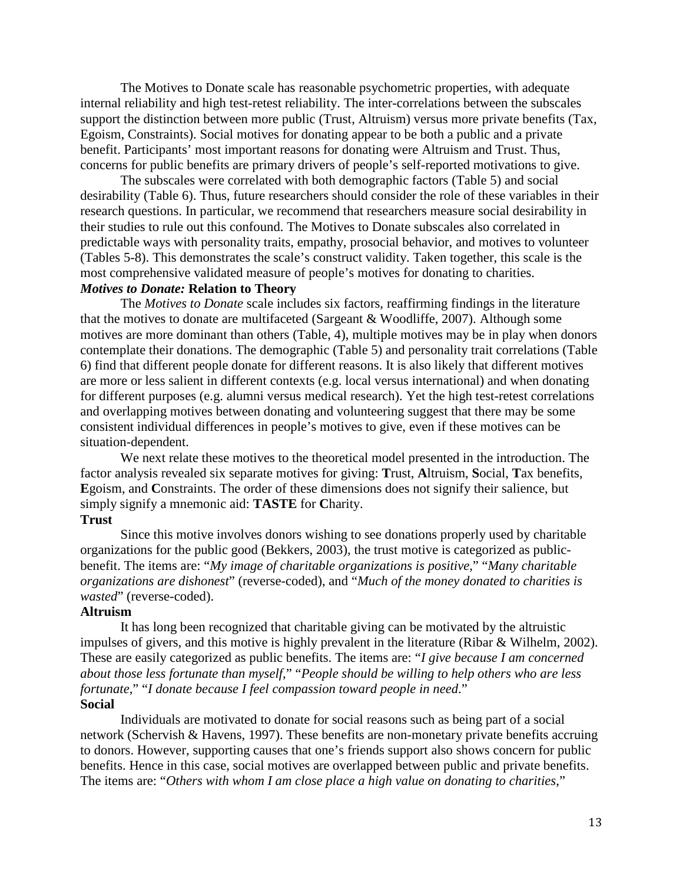The Motives to Donate scale has reasonable psychometric properties, with adequate internal reliability and high test-retest reliability. The inter-correlations between the subscales support the distinction between more public (Trust, Altruism) versus more private benefits (Tax, Egoism, Constraints). Social motives for donating appear to be both a public and a private benefit. Participants' most important reasons for donating were Altruism and Trust. Thus, concerns for public benefits are primary drivers of people's self-reported motivations to give.

The subscales were correlated with both demographic factors (Table 5) and social desirability (Table 6). Thus, future researchers should consider the role of these variables in their research questions. In particular, we recommend that researchers measure social desirability in their studies to rule out this confound. The Motives to Donate subscales also correlated in predictable ways with personality traits, empathy, prosocial behavior, and motives to volunteer (Tables 5-8). This demonstrates the scale's construct validity. Taken together, this scale is the most comprehensive validated measure of people's motives for donating to charities.

### ***Motives to Donate:*** **Relation to Theory**

The *Motives to Donate* scale includes six factors, reaffirming findings in the literature that the motives to donate are multifaceted (Sargeant & Woodliffe, 2007). Although some motives are more dominant than others (Table, 4), multiple motives may be in play when donors contemplate their donations. The demographic (Table 5) and personality trait correlations (Table 6) find that different people donate for different reasons. It is also likely that different motives are more or less salient in different contexts (e.g. local versus international) and when donating for different purposes (e.g. alumni versus medical research). Yet the high test-retest correlations and overlapping motives between donating and volunteering suggest that there may be some consistent individual differences in people's motives to give, even if these motives can be situation-dependent.

We next relate these motives to the theoretical model presented in the introduction. The factor analysis revealed six separate motives for giving: **T**rust, **A**ltruism, **S**ocial, **T**ax benefits, **E**goism, and **C**onstraints. The order of these dimensions does not signify their salience, but simply signify a mnemonic aid: **TASTE** for **C**harity.

#### **Trust**

Since this motive involves donors wishing to see donations properly used by charitable organizations for the public good (Bekkers, 2003), the trust motive is categorized as public-benefit. The items are: "*My image of charitable organizations is positive*," "*Many charitable organizations are dishonest*" (reverse-coded), and "*Much of the money donated to charities is wasted*" (reverse-coded).

#### **Altruism**

It has long been recognized that charitable giving can be motivated by the altruistic impulses of givers, and this motive is highly prevalent in the literature (Ribar & Wilhelm, 2002). These are easily categorized as public benefits. The items are: "*I give because I am concerned about those less fortunate than myself*," "*People should be willing to help others who are less fortunate*," "*I donate because I feel compassion toward people in need*."

#### **Social**

Individuals are motivated to donate for social reasons such as being part of a social network (Schervish & Havens, 1997). These benefits are non-monetary private benefits accruing to donors. However, supporting causes that one's friends support also shows concern for public benefits. Hence in this case, social motives are overlapped between public and private benefits. The items are: "*Others with whom I am close place a high value on donating to charities*,"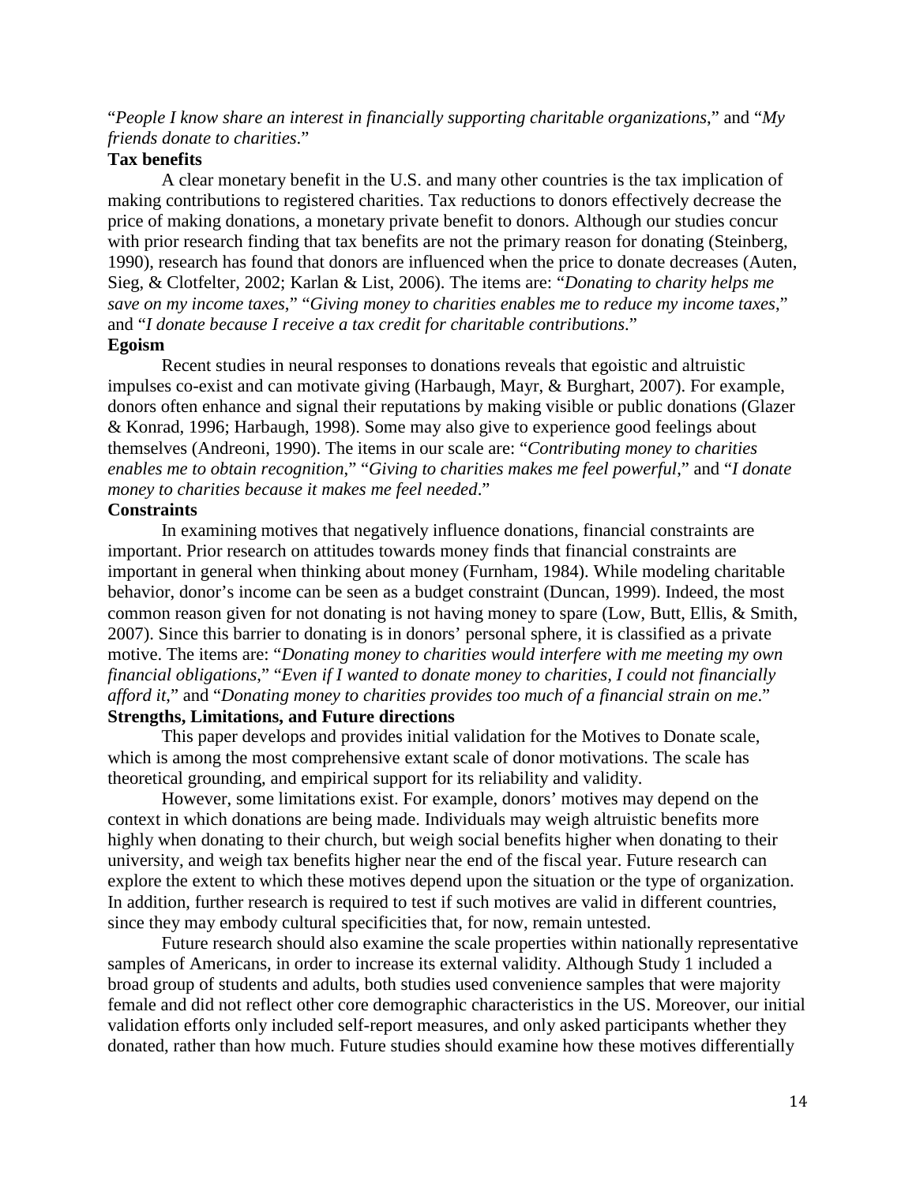"*People I know share an interest in financially supporting charitable organizations*," and "*My friends donate to charities*."

**Tax benefits**

A clear monetary benefit in the U.S. and many other countries is the tax implication of making contributions to registered charities. Tax reductions to donors effectively decrease the price of making donations, a monetary private benefit to donors. Although our studies concur with prior research finding that tax benefits are not the primary reason for donating (Steinberg, 1990), research has found that donors are influenced when the price to donate decreases (Auten, Sieg, & Clotfelter, 2002; Karlan & List, 2006). The items are: "*Donating to charity helps me save on my income taxes*," "*Giving money to charities enables me to reduce my income taxes*," and "*I donate because I receive a tax credit for charitable contributions*."

**Egoism**

Recent studies in neural responses to donations reveals that egoistic and altruistic impulses co-exist and can motivate giving (Harbaugh, Mayr, & Burghart, 2007). For example, donors often enhance and signal their reputations by making visible or public donations (Glazer & Konrad, 1996; Harbaugh, 1998). Some may also give to experience good feelings about themselves (Andreoni, 1990). The items in our scale are: "*Contributing money to charities enables me to obtain recognition*," "*Giving to charities makes me feel powerful*," and "*I donate money to charities because it makes me feel needed*."

**Constraints**

In examining motives that negatively influence donations, financial constraints are important. Prior research on attitudes towards money finds that financial constraints are important in general when thinking about money (Furnham, 1984). While modeling charitable behavior, donor's income can be seen as a budget constraint (Duncan, 1999). Indeed, the most common reason given for not donating is not having money to spare (Low, Butt, Ellis, & Smith, 2007). Since this barrier to donating is in donors' personal sphere, it is classified as a private motive. The items are: "*Donating money to charities would interfere with me meeting my own financial obligations*," "*Even if I wanted to donate money to charities, I could not financially afford it*," and "*Donating money to charities provides too much of a financial strain on me*."

**Strengths, Limitations, and Future directions**

This paper develops and provides initial validation for the Motives to Donate scale, which is among the most comprehensive extant scale of donor motivations. The scale has theoretical grounding, and empirical support for its reliability and validity.

However, some limitations exist. For example, donors' motives may depend on the context in which donations are being made. Individuals may weigh altruistic benefits more highly when donating to their church, but weigh social benefits higher when donating to their university, and weigh tax benefits higher near the end of the fiscal year. Future research can explore the extent to which these motives depend upon the situation or the type of organization. In addition, further research is required to test if such motives are valid in different countries, since they may embody cultural specificities that, for now, remain untested.

Future research should also examine the scale properties within nationally representative samples of Americans, in order to increase its external validity. Although Study 1 included a broad group of students and adults, both studies used convenience samples that were majority female and did not reflect other core demographic characteristics in the US. Moreover, our initial validation efforts only included self-report measures, and only asked participants whether they donated, rather than how much. Future studies should examine how these motives differentially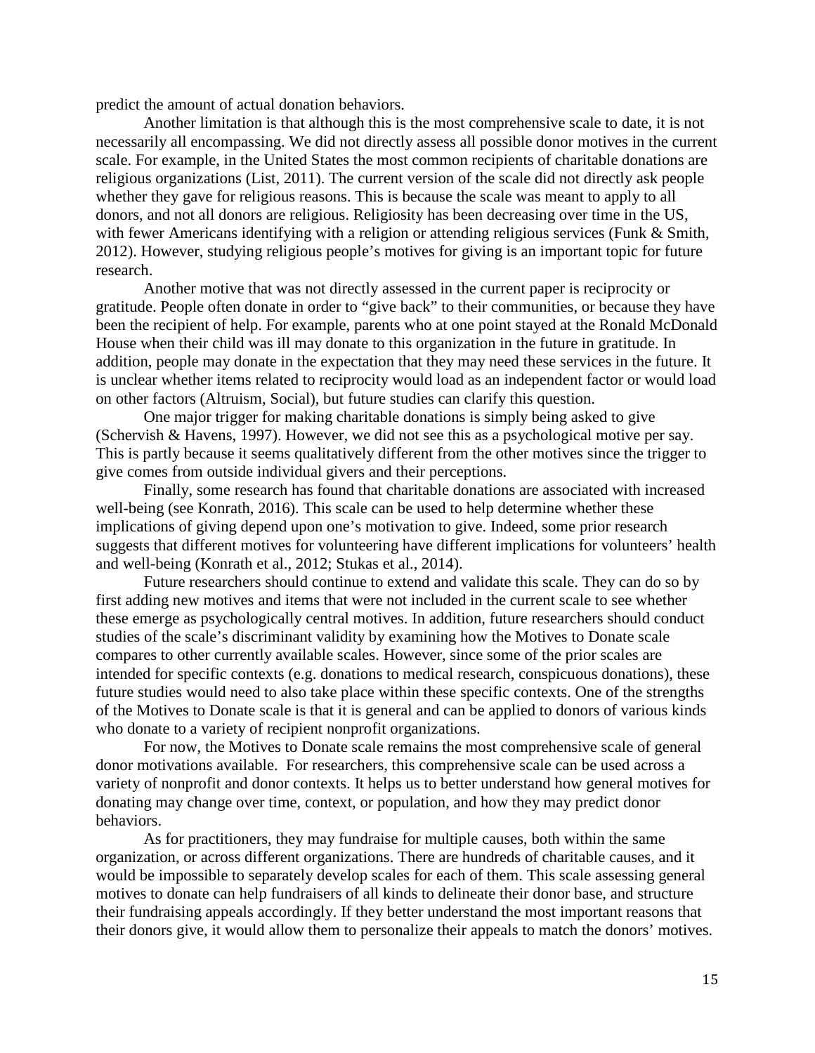predict the amount of actual donation behaviors.

Another limitation is that although this is the most comprehensive scale to date, it is not necessarily all encompassing. We did not directly assess all possible donor motives in the current scale. For example, in the United States the most common recipients of charitable donations are religious organizations (List, 2011). The current version of the scale did not directly ask people whether they gave for religious reasons. This is because the scale was meant to apply to all donors, and not all donors are religious. Religiosity has been decreasing over time in the US, with fewer Americans identifying with a religion or attending religious services (Funk & Smith, 2012). However, studying religious people's motives for giving is an important topic for future research.

Another motive that was not directly assessed in the current paper is reciprocity or gratitude. People often donate in order to "give back" to their communities, or because they have been the recipient of help. For example, parents who at one point stayed at the Ronald McDonald House when their child was ill may donate to this organization in the future in gratitude. In addition, people may donate in the expectation that they may need these services in the future. It is unclear whether items related to reciprocity would load as an independent factor or would load on other factors (Altruism, Social), but future studies can clarify this question.

One major trigger for making charitable donations is simply being asked to give (Schervish & Havens, 1997). However, we did not see this as a psychological motive per say. This is partly because it seems qualitatively different from the other motives since the trigger to give comes from outside individual givers and their perceptions.

Finally, some research has found that charitable donations are associated with increased well-being (see Konrath, 2016). This scale can be used to help determine whether these implications of giving depend upon one's motivation to give. Indeed, some prior research suggests that different motives for volunteering have different implications for volunteers' health and well-being (Konrath et al., 2012; Stukas et al., 2014).

Future researchers should continue to extend and validate this scale. They can do so by first adding new motives and items that were not included in the current scale to see whether these emerge as psychologically central motives. In addition, future researchers should conduct studies of the scale's discriminant validity by examining how the Motives to Donate scale compares to other currently available scales. However, since some of the prior scales are intended for specific contexts (e.g. donations to medical research, conspicuous donations), these future studies would need to also take place within these specific contexts. One of the strengths of the Motives to Donate scale is that it is general and can be applied to donors of various kinds who donate to a variety of recipient nonprofit organizations.

For now, the Motives to Donate scale remains the most comprehensive scale of general donor motivations available. For researchers, this comprehensive scale can be used across a variety of nonprofit and donor contexts. It helps us to better understand how general motives for donating may change over time, context, or population, and how they may predict donor behaviors.

As for practitioners, they may fundraise for multiple causes, both within the same organization, or across different organizations. There are hundreds of charitable causes, and it would be impossible to separately develop scales for each of them. This scale assessing general motives to donate can help fundraisers of all kinds to delineate their donor base, and structure their fundraising appeals accordingly. If they better understand the most important reasons that their donors give, it would allow them to personalize their appeals to match the donors' motives.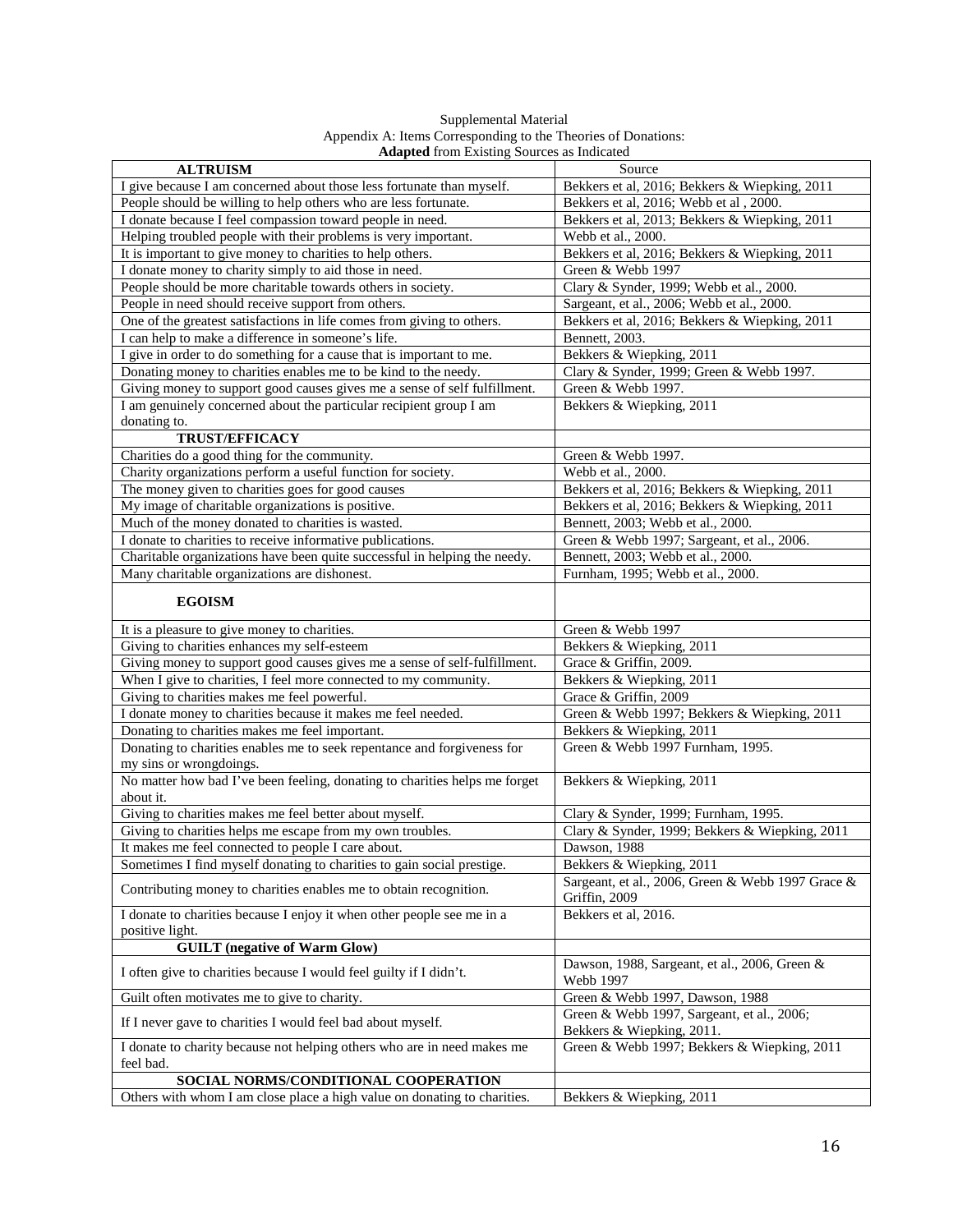Supplemental Material
Appendix A: Items Corresponding to the Theories of Donations:
**Adapted** from Existing Sources as Indicated

| **ALTRUISM** | Source |
|---|---|
| I give because I am concerned about those less fortunate than myself. | Bekkers et al, 2016; Bekkers & Wiepking, 2011 |
| People should be willing to help others who are less fortunate. | Bekkers et al, 2016; Webb et al , 2000. |
| I donate because I feel compassion toward people in need. | Bekkers et al, 2013; Bekkers & Wiepking, 2011 |
| Helping troubled people with their problems is very important. | Webb et al., 2000. |
| It is important to give money to charities to help others. | Bekkers et al, 2016; Bekkers & Wiepking, 2011 |
| I donate money to charity simply to aid those in need. | Green & Webb 1997 |
| People should be more charitable towards others in society. | Clary & Synder, 1999; Webb et al., 2000. |
| People in need should receive support from others. | Sargeant, et al., 2006; Webb et al., 2000. |
| One of the greatest satisfactions in life comes from giving to others. | Bekkers et al, 2016; Bekkers & Wiepking, 2011 |
| I can help to make a difference in someone's life. | Bennett, 2003. |
| I give in order to do something for a cause that is important to me. | Bekkers & Wiepking, 2011 |
| Donating money to charities enables me to be kind to the needy. | Clary & Synder, 1999; Green & Webb 1997. |
| Giving money to support good causes gives me a sense of self fulfillment. | Green & Webb 1997. |
| I am genuinely concerned about the particular recipient group I am donating to. | Bekkers & Wiepking, 2011 |
| **TRUST/EFFICACY** | |
| Charities do a good thing for the community. | Green & Webb 1997. |
| Charity organizations perform a useful function for society. | Webb et al., 2000. |
| The money given to charities goes for good causes | Bekkers et al, 2016; Bekkers & Wiepking, 2011 |
| My image of charitable organizations is positive. | Bekkers et al, 2016; Bekkers & Wiepking, 2011 |
| Much of the money donated to charities is wasted. | Bennett, 2003; Webb et al., 2000. |
| I donate to charities to receive informative publications. | Green & Webb 1997; Sargeant, et al., 2006. |
| Charitable organizations have been quite successful in helping the needy. | Bennett, 2003; Webb et al., 2000. |
| Many charitable organizations are dishonest. | Furnham, 1995; Webb et al., 2000. |
| **EGOISM** | |
| It is a pleasure to give money to charities. | Green & Webb 1997 |
| Giving to charities enhances my self-esteem | Bekkers & Wiepking, 2011 |
| Giving money to support good causes gives me a sense of self-fulfillment. | Grace & Griffin, 2009. |
| When I give to charities, I feel more connected to my community. | Bekkers & Wiepking, 2011 |
| Giving to charities makes me feel powerful. | Grace & Griffin, 2009 |
| I donate money to charities because it makes me feel needed. | Green & Webb 1997; Bekkers & Wiepking, 2011 |
| Donating to charities makes me feel important. | Bekkers & Wiepking, 2011 |
| Donating to charities enables me to seek repentance and forgiveness for my sins or wrongdoings. | Green & Webb 1997 Furnham, 1995. |
| No matter how bad I've been feeling, donating to charities helps me forget about it. | Bekkers & Wiepking, 2011 |
| Giving to charities makes me feel better about myself. | Clary & Synder, 1999; Furnham, 1995. |
| Giving to charities helps me escape from my own troubles. | Clary & Synder, 1999; Bekkers & Wiepking, 2011 |
| It makes me feel connected to people I care about. | Dawson, 1988 |
| Sometimes I find myself donating to charities to gain social prestige. | Bekkers & Wiepking, 2011 |
| Contributing money to charities enables me to obtain recognition. | Sargeant, et al., 2006, Green & Webb 1997 Grace & Griffin, 2009 |
| I donate to charities because I enjoy it when other people see me in a positive light. | Bekkers et al, 2016. |
| **GUILT (negative of Warm Glow)** | |
| I often give to charities because I would feel guilty if I didn't. | Dawson, 1988, Sargeant, et al., 2006, Green & Webb 1997 |
| Guilt often motivates me to give to charity. | Green & Webb 1997, Dawson, 1988 |
| If I never gave to charities I would feel bad about myself. | Green & Webb 1997, Sargeant, et al., 2006; Bekkers & Wiepking, 2011. |
| I donate to charity because not helping others who are in need makes me feel bad. | Green & Webb 1997; Bekkers & Wiepking, 2011 |
| **SOCIAL NORMS/CONDITIONAL COOPERATION** | |
| Others with whom I am close place a high value on donating to charities. | Bekkers & Wiepking, 2011 |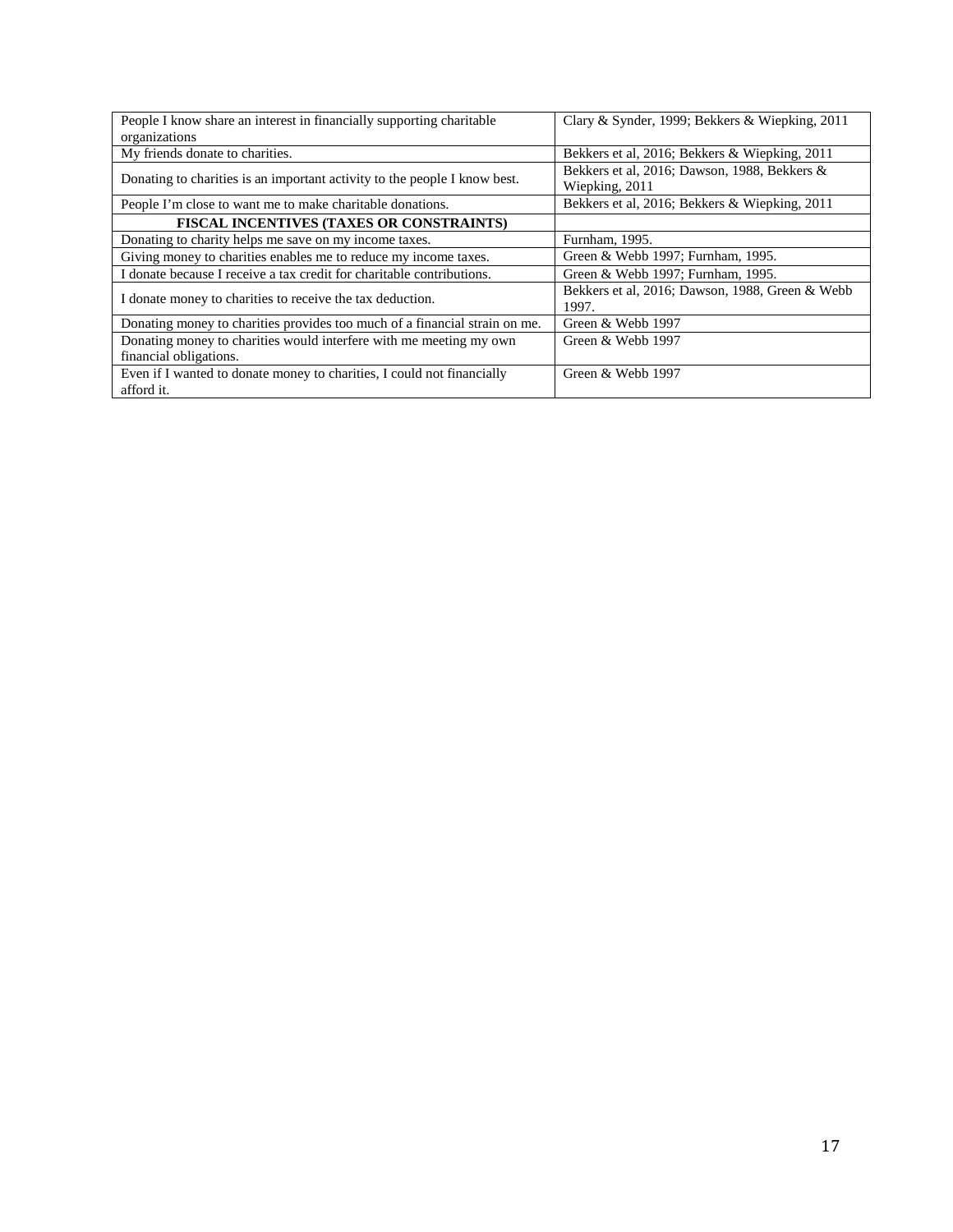| | |
|---|---|
| People I know share an interest in financially supporting charitable organizations | Clary & Synder, 1999; Bekkers & Wiepking, 2011 |
| My friends donate to charities. | Bekkers et al, 2016; Bekkers & Wiepking, 2011 |
| Donating to charities is an important activity to the people I know best. | Bekkers et al, 2016; Dawson, 1988, Bekkers & Wiepking, 2011 |
| People I'm close to want me to make charitable donations. | Bekkers et al, 2016; Bekkers & Wiepking, 2011 |
| **FISCAL INCENTIVES (TAXES OR CONSTRAINTS)** | |
| Donating to charity helps me save on my income taxes. | Furnham, 1995. |
| Giving money to charities enables me to reduce my income taxes. | Green & Webb 1997; Furnham, 1995. |
| I donate because I receive a tax credit for charitable contributions. | Green & Webb 1997; Furnham, 1995. |
| I donate money to charities to receive the tax deduction. | Bekkers et al, 2016; Dawson, 1988, Green & Webb 1997. |
| Donating money to charities provides too much of a financial strain on me. | Green & Webb 1997 |
| Donating money to charities would interfere with me meeting my own financial obligations. | Green & Webb 1997 |
| Even if I wanted to donate money to charities, I could not financially afford it. | Green & Webb 1997 |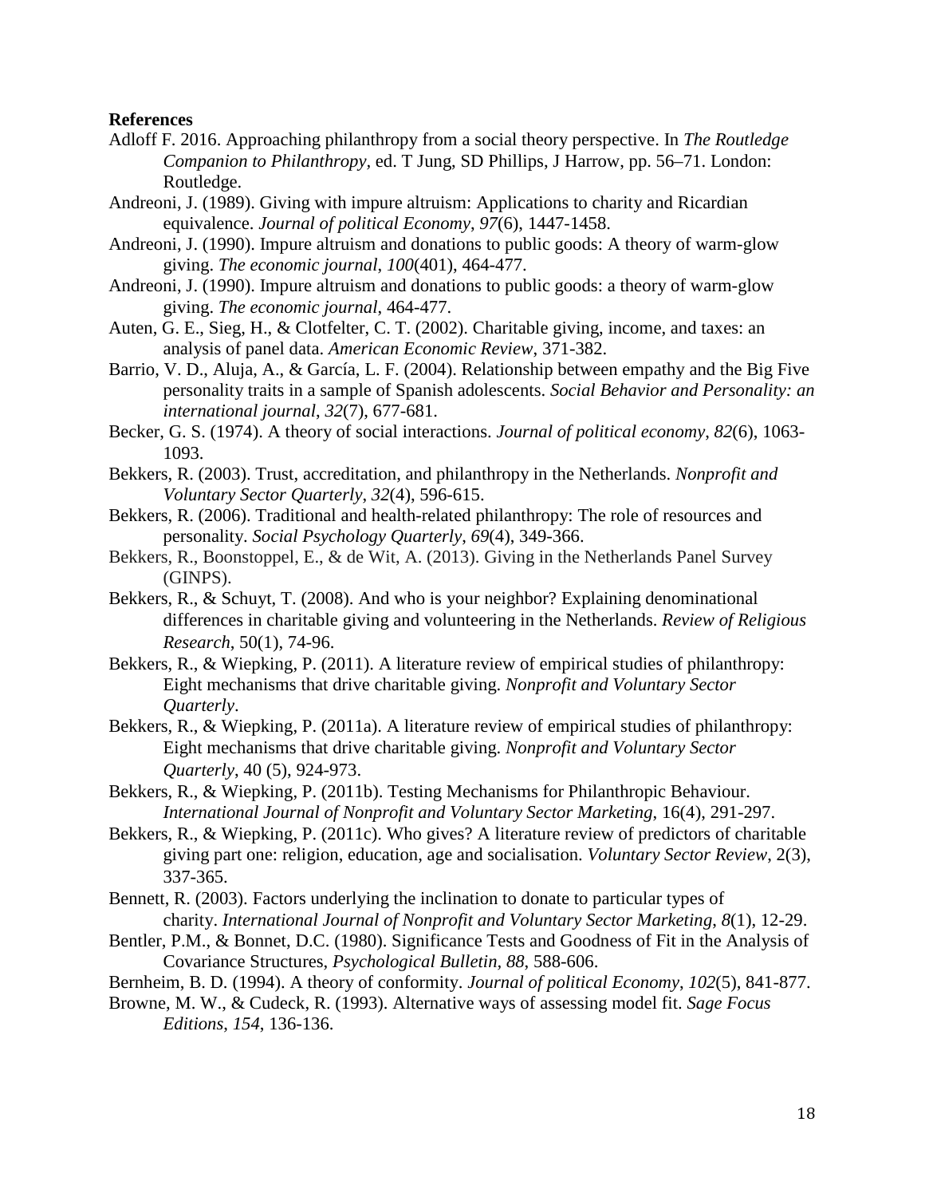**References**

Adloff F. 2016. Approaching philanthropy from a social theory perspective. In *The Routledge Companion to Philanthropy*, ed. T Jung, SD Phillips, J Harrow, pp. 56–71. London: Routledge.

Andreoni, J. (1989). Giving with impure altruism: Applications to charity and Ricardian equivalence. *Journal of political Economy*, *97*(6), 1447-1458.

Andreoni, J. (1990). Impure altruism and donations to public goods: A theory of warm-glow giving. *The economic journal*, *100*(401), 464-477.

Andreoni, J. (1990). Impure altruism and donations to public goods: a theory of warm-glow giving. *The economic journal*, 464-477.

Auten, G. E., Sieg, H., & Clotfelter, C. T. (2002). Charitable giving, income, and taxes: an analysis of panel data. *American Economic Review*, 371-382.

Barrio, V. D., Aluja, A., & García, L. F. (2004). Relationship between empathy and the Big Five personality traits in a sample of Spanish adolescents. *Social Behavior and Personality: an international journal*, *32*(7), 677-681.

Becker, G. S. (1974). A theory of social interactions. *Journal of political economy*, *82*(6), 1063-1093.

Bekkers, R. (2003). Trust, accreditation, and philanthropy in the Netherlands. *Nonprofit and Voluntary Sector Quarterly*, *32*(4), 596-615.

Bekkers, R. (2006). Traditional and health-related philanthropy: The role of resources and personality. *Social Psychology Quarterly*, *69*(4), 349-366.

Bekkers, R., Boonstoppel, E., & de Wit, A. (2013). Giving in the Netherlands Panel Survey (GINPS).

Bekkers, R., & Schuyt, T. (2008). And who is your neighbor? Explaining denominational differences in charitable giving and volunteering in the Netherlands. *Review of Religious Research*, 50(1), 74-96.

Bekkers, R., & Wiepking, P. (2011). A literature review of empirical studies of philanthropy: Eight mechanisms that drive charitable giving. *Nonprofit and Voluntary Sector Quarterly*.

Bekkers, R., & Wiepking, P. (2011a). A literature review of empirical studies of philanthropy: Eight mechanisms that drive charitable giving. *Nonprofit and Voluntary Sector Quarterly*, 40 (5), 924-973.

Bekkers, R., & Wiepking, P. (2011b). Testing Mechanisms for Philanthropic Behaviour. *International Journal of Nonprofit and Voluntary Sector Marketing*, 16(4), 291-297.

Bekkers, R., & Wiepking, P. (2011c). Who gives? A literature review of predictors of charitable giving part one: religion, education, age and socialisation. *Voluntary Sector Review*, 2(3), 337-365.

Bennett, R. (2003). Factors underlying the inclination to donate to particular types of charity. *International Journal of Nonprofit and Voluntary Sector Marketing*, *8*(1), 12-29.

Bentler, P.M., & Bonnet, D.C. (1980). Significance Tests and Goodness of Fit in the Analysis of Covariance Structures, *Psychological Bulletin*, *88*, 588-606.

Bernheim, B. D. (1994). A theory of conformity. *Journal of political Economy*, *102*(5), 841-877.

Browne, M. W., & Cudeck, R. (1993). Alternative ways of assessing model fit. *Sage Focus Editions*, *154*, 136-136.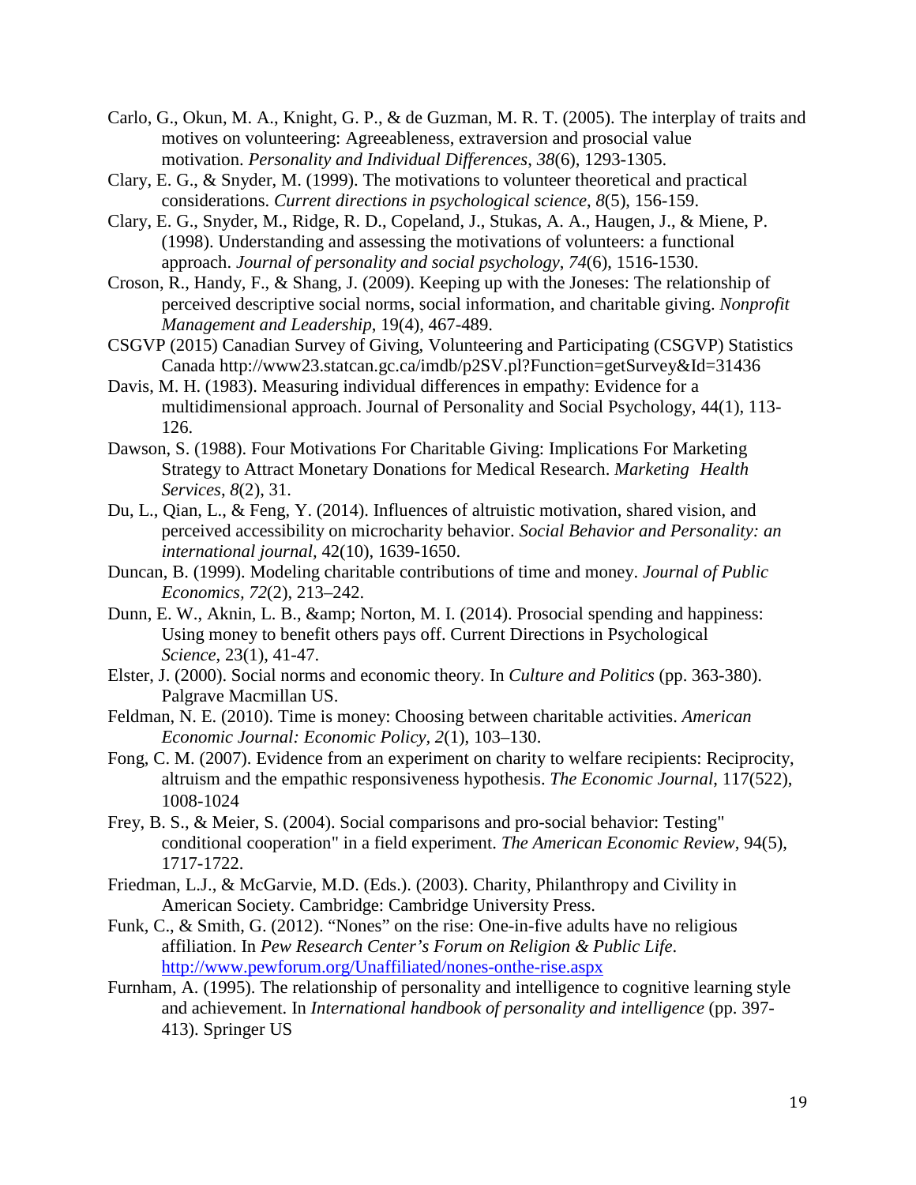Carlo, G., Okun, M. A., Knight, G. P., & de Guzman, M. R. T. (2005). The interplay of traits and motives on volunteering: Agreeableness, extraversion and prosocial value motivation. *Personality and Individual Differences*, *38*(6), 1293-1305.

Clary, E. G., & Snyder, M. (1999). The motivations to volunteer theoretical and practical considerations. *Current directions in psychological science*, *8*(5), 156-159.

Clary, E. G., Snyder, M., Ridge, R. D., Copeland, J., Stukas, A. A., Haugen, J., & Miene, P. (1998). Understanding and assessing the motivations of volunteers: a functional approach. *Journal of personality and social psychology*, *74*(6), 1516-1530.

Croson, R., Handy, F., & Shang, J. (2009). Keeping up with the Joneses: The relationship of perceived descriptive social norms, social information, and charitable giving. *Nonprofit Management and Leadership*, 19(4), 467-489.

CSGVP (2015) Canadian Survey of Giving, Volunteering and Participating (CSGVP) Statistics Canada http://www23.statcan.gc.ca/imdb/p2SV.pl?Function=getSurvey&Id=31436

Davis, M. H. (1983). Measuring individual differences in empathy: Evidence for a multidimensional approach. Journal of Personality and Social Psychology, 44(1), 113-126.

Dawson, S. (1988). Four Motivations For Charitable Giving: Implications For Marketing Strategy to Attract Monetary Donations for Medical Research. *Marketing Health Services*, *8*(2), 31.

Du, L., Qian, L., & Feng, Y. (2014). Influences of altruistic motivation, shared vision, and perceived accessibility on microcharity behavior. *Social Behavior and Personality: an international journal*, 42(10), 1639-1650.

Duncan, B. (1999). Modeling charitable contributions of time and money. *Journal of Public Economics*, *72*(2), 213–242.

Dunn, E. W., Aknin, L. B., &amp; Norton, M. I. (2014). Prosocial spending and happiness: Using money to benefit others pays off. Current Directions in Psychological *Science*, 23(1), 41-47.

Elster, J. (2000). Social norms and economic theory. In *Culture and Politics* (pp. 363-380). Palgrave Macmillan US.

Feldman, N. E. (2010). Time is money: Choosing between charitable activities. *American Economic Journal: Economic Policy*, *2*(1), 103–130.

Fong, C. M. (2007). Evidence from an experiment on charity to welfare recipients: Reciprocity, altruism and the empathic responsiveness hypothesis. *The Economic Journal*, 117(522), 1008-1024

Frey, B. S., & Meier, S. (2004). Social comparisons and pro-social behavior: Testing" conditional cooperation" in a field experiment. *The American Economic Review*, 94(5), 1717-1722.

Friedman, L.J., & McGarvie, M.D. (Eds.). (2003). Charity, Philanthropy and Civility in American Society. Cambridge: Cambridge University Press.

Funk, C., & Smith, G. (2012). "Nones" on the rise: One-in-five adults have no religious affiliation. In *Pew Research Center's Forum on Religion & Public Life*. http://www.pewforum.org/Unaffiliated/nones-onthe-rise.aspx

Furnham, A. (1995). The relationship of personality and intelligence to cognitive learning style and achievement. In *International handbook of personality and intelligence* (pp. 397-413). Springer US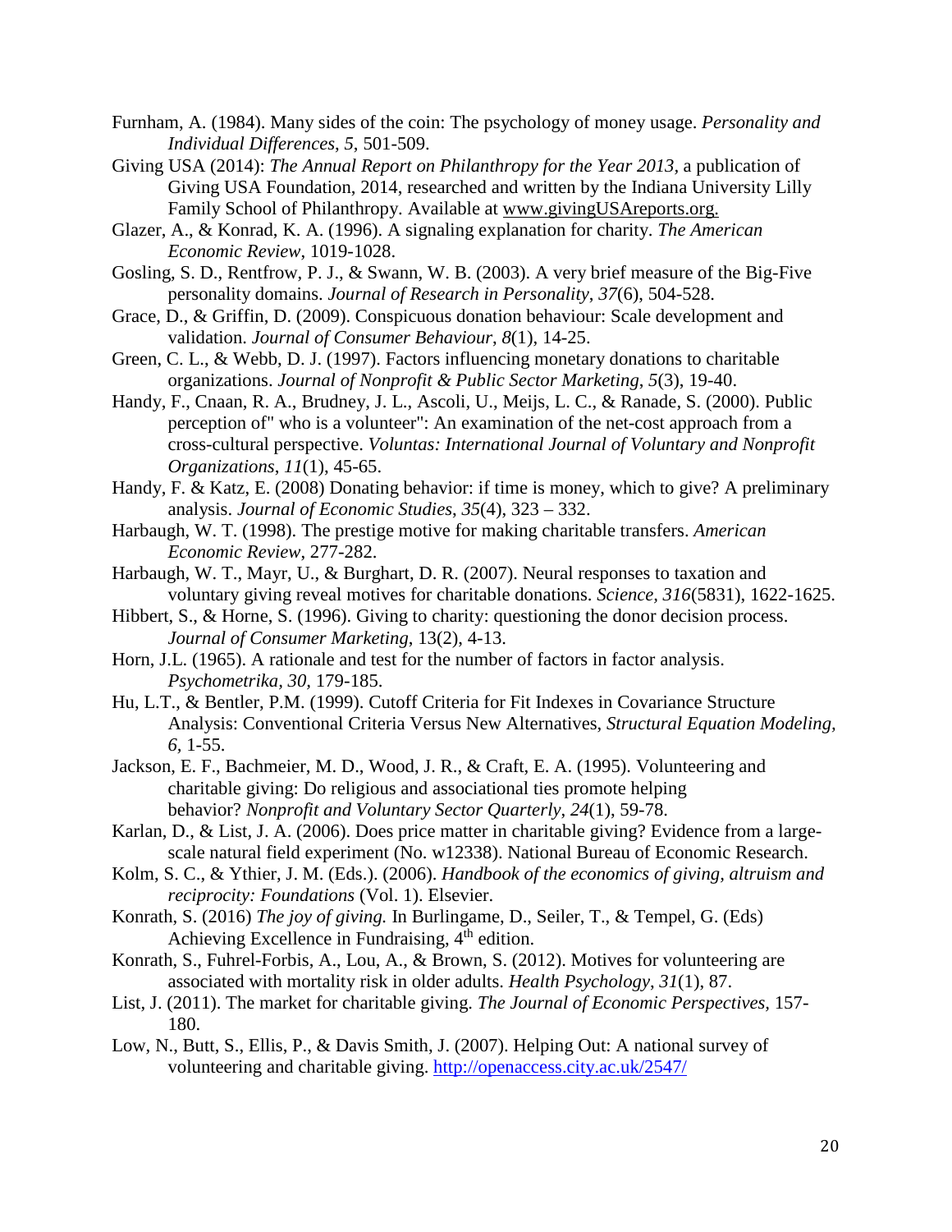Furnham, A. (1984). Many sides of the coin: The psychology of money usage. *Personality and Individual Differences*, *5*, 501-509.

Giving USA (2014): *The Annual Report on Philanthropy for the Year 2013*, a publication of Giving USA Foundation, 2014, researched and written by the Indiana University Lilly Family School of Philanthropy. Available at www.givingUSAreports.org.

Glazer, A., & Konrad, K. A. (1996). A signaling explanation for charity. *The American Economic Review*, 1019-1028.

Gosling, S. D., Rentfrow, P. J., & Swann, W. B. (2003). A very brief measure of the Big-Five personality domains. *Journal of Research in Personality*, *37*(6), 504-528.

Grace, D., & Griffin, D. (2009). Conspicuous donation behaviour: Scale development and validation. *Journal of Consumer Behaviour*, *8*(1), 14-25.

Green, C. L., & Webb, D. J. (1997). Factors influencing monetary donations to charitable organizations. *Journal of Nonprofit & Public Sector Marketing*, *5*(3), 19-40.

Handy, F., Cnaan, R. A., Brudney, J. L., Ascoli, U., Meijs, L. C., & Ranade, S. (2000). Public perception of" who is a volunteer": An examination of the net-cost approach from a cross-cultural perspective. *Voluntas: International Journal of Voluntary and Nonprofit Organizations*, *11*(1), 45-65.

Handy, F. & Katz, E. (2008) Donating behavior: if time is money, which to give? A preliminary analysis. *Journal of Economic Studies*, *35*(4), 323 – 332.

Harbaugh, W. T. (1998). The prestige motive for making charitable transfers. *American Economic Review*, 277-282.

Harbaugh, W. T., Mayr, U., & Burghart, D. R. (2007). Neural responses to taxation and voluntary giving reveal motives for charitable donations. *Science*, *316*(5831), 1622-1625.

Hibbert, S., & Horne, S. (1996). Giving to charity: questioning the donor decision process. *Journal of Consumer Marketing*, 13(2), 4-13.

Horn, J.L. (1965). A rationale and test for the number of factors in factor analysis. *Psychometrika, 30,* 179-185.

Hu, L.T., & Bentler, P.M. (1999). Cutoff Criteria for Fit Indexes in Covariance Structure Analysis: Conventional Criteria Versus New Alternatives, *Structural Equation Modeling, 6*, 1-55.

Jackson, E. F., Bachmeier, M. D., Wood, J. R., & Craft, E. A. (1995). Volunteering and charitable giving: Do religious and associational ties promote helping behavior? *Nonprofit and Voluntary Sector Quarterly*, *24*(1), 59-78.

Karlan, D., & List, J. A. (2006). Does price matter in charitable giving? Evidence from a large-scale natural field experiment (No. w12338). National Bureau of Economic Research.

Kolm, S. C., & Ythier, J. M. (Eds.). (2006). *Handbook of the economics of giving, altruism and reciprocity: Foundations* (Vol. 1). Elsevier.

Konrath, S. (2016) *The joy of giving.* In Burlingame, D., Seiler, T., & Tempel, G. (Eds) Achieving Excellence in Fundraising, 4th edition.

Konrath, S., Fuhrel-Forbis, A., Lou, A., & Brown, S. (2012). Motives for volunteering are associated with mortality risk in older adults. *Health Psychology*, *31*(1), 87.

List, J. (2011). The market for charitable giving. *The Journal of Economic Perspectives*, 157-180.

Low, N., Butt, S., Ellis, P., & Davis Smith, J. (2007). Helping Out: A national survey of volunteering and charitable giving. http://openaccess.city.ac.uk/2547/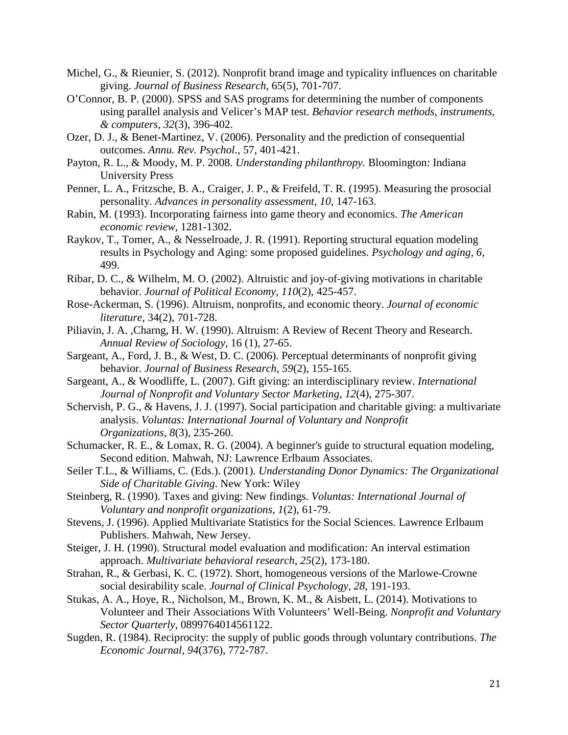Michel, G., & Rieunier, S. (2012). Nonprofit brand image and typicality influences on charitable giving. *Journal of Business Research*, 65(5), 701-707.

O'Connor, B. P. (2000). SPSS and SAS programs for determining the number of components using parallel analysis and Velicer's MAP test. *Behavior research methods, instruments, & computers*, *32*(3), 396-402.

Ozer, D. J., & Benet-Martinez, V. (2006). Personality and the prediction of consequential outcomes. *Annu. Rev. Psychol.*, 57, 401-421.

Payton, R. L., & Moody, M. P. 2008. *Understanding philanthropy.* Bloomington: Indiana University Press

Penner, L. A., Fritzsche, B. A., Craiger, J. P., & Freifeld, T. R. (1995). Measuring the prosocial personality. *Advances in personality assessment*, *10*, 147-163.

Rabin, M. (1993). Incorporating fairness into game theory and economics. *The American economic review*, 1281-1302.

Raykov, T., Tomer, A., & Nesselroade, J. R. (1991). Reporting structural equation modeling results in Psychology and Aging: some proposed guidelines. *Psychology and aging*, *6*, 499.

Ribar, D. C., & Wilhelm, M. O. (2002). Altruistic and joy-of-giving motivations in charitable behavior. *Journal of Political Economy*, *110*(2), 425-457.

Rose-Ackerman, S. (1996). Altruism, nonprofits, and economic theory. *Journal of economic literature*, 34(2), 701-728.

Piliavin, J. A. ,Charng, H. W. (1990). Altruism: A Review of Recent Theory and Research. *Annual Review of Sociology*, 16 (1), 27-65.

Sargeant, A., Ford, J. B., & West, D. C. (2006). Perceptual determinants of nonprofit giving behavior. *Journal of Business Research*, *59*(2), 155-165.

Sargeant, A., & Woodliffe, L. (2007). Gift giving: an interdisciplinary review. *International Journal of Nonprofit and Voluntary Sector Marketing*, *12*(4), 275-307.

Schervish, P. G., & Havens, J. J. (1997). Social participation and charitable giving: a multivariate analysis. *Voluntas: International Journal of Voluntary and Nonprofit Organizations*, *8*(3), 235-260.

Schumacker, R. E., & Lomax, R. G. (2004). A beginner's guide to structural equation modeling, Second edition. Mahwah, NJ: Lawrence Erlbaum Associates.

Seiler T.L., & Williams, C. (Eds.). (2001). *Understanding Donor Dynamics: The Organizational Side of Charitable Giving*. New York: Wiley

Steinberg, R. (1990). Taxes and giving: New findings. *Voluntas: International Journal of Voluntary and nonprofit organizations*, *1*(2), 61-79.

Stevens, J. (1996). Applied Multivariate Statistics for the Social Sciences. Lawrence Erlbaum Publishers. Mahwah, New Jersey.

Steiger, J. H. (1990). Structural model evaluation and modification: An interval estimation approach. *Multivariate behavioral research*, *25*(2), 173-180.

Strahan, R., & Gerbasi, K. C. (1972). Short, homogeneous versions of the Marlowe-Crowne social desirability scale. *Journal of Clinical Psychology*, *28*, 191-193.

Stukas, A. A., Hoye, R., Nicholson, M., Brown, K. M., & Aisbett, L. (2014). Motivations to Volunteer and Their Associations With Volunteers' Well-Being. *Nonprofit and Voluntary Sector Quarterly*, 0899764014561122.

Sugden, R. (1984). Reciprocity: the supply of public goods through voluntary contributions. *The Economic Journal*, *94*(376), 772-787.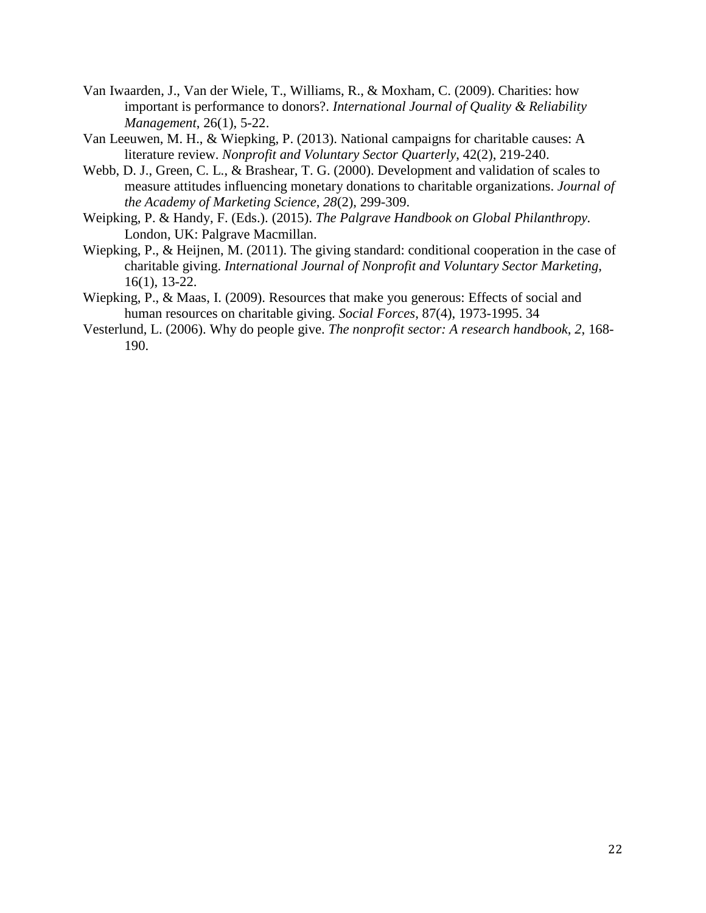Van Iwaarden, J., Van der Wiele, T., Williams, R., & Moxham, C. (2009). Charities: how important is performance to donors?. *International Journal of Quality & Reliability Management*, 26(1), 5-22.

Van Leeuwen, M. H., & Wiepking, P. (2013). National campaigns for charitable causes: A literature review. *Nonprofit and Voluntary Sector Quarterly*, 42(2), 219-240.

Webb, D. J., Green, C. L., & Brashear, T. G. (2000). Development and validation of scales to measure attitudes influencing monetary donations to charitable organizations. *Journal of the Academy of Marketing Science*, *28*(2), 299-309.

Weipking, P. & Handy, F. (Eds.). (2015). *The Palgrave Handbook on Global Philanthropy.* London, UK: Palgrave Macmillan.

Wiepking, P., & Heijnen, M. (2011). The giving standard: conditional cooperation in the case of charitable giving. *International Journal of Nonprofit and Voluntary Sector Marketing*, 16(1), 13-22.

Wiepking, P., & Maas, I. (2009). Resources that make you generous: Effects of social and human resources on charitable giving. *Social Forces*, 87(4), 1973-1995. 34

Vesterlund, L. (2006). Why do people give. *The nonprofit sector: A research handbook*, *2*, 168-190.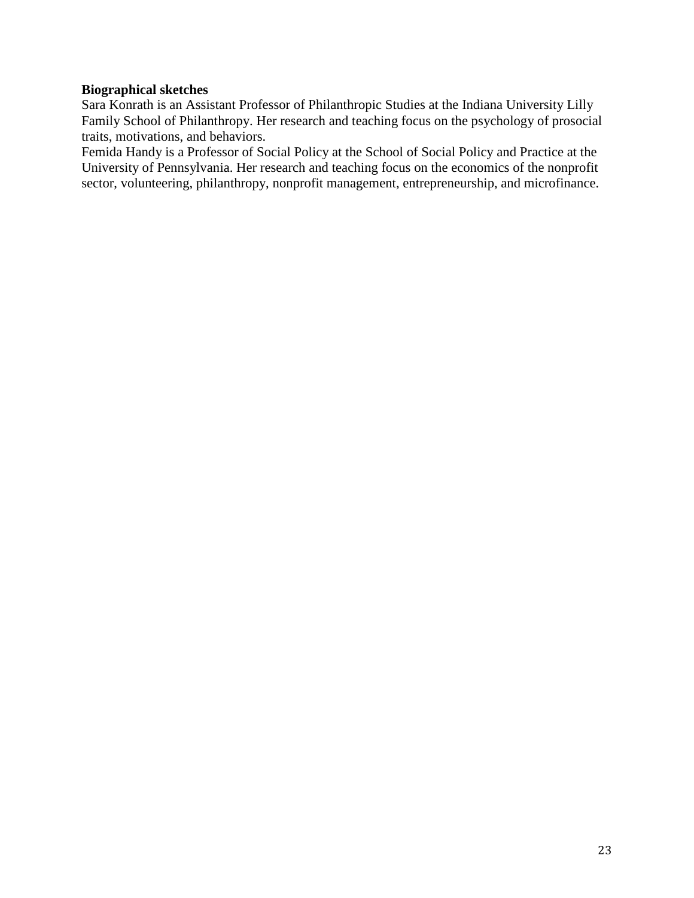**Biographical sketches**

Sara Konrath is an Assistant Professor of Philanthropic Studies at the Indiana University Lilly Family School of Philanthropy. Her research and teaching focus on the psychology of prosocial traits, motivations, and behaviors.

Femida Handy is a Professor of Social Policy at the School of Social Policy and Practice at the University of Pennsylvania. Her research and teaching focus on the economics of the nonprofit sector, volunteering, philanthropy, nonprofit management, entrepreneurship, and microfinance.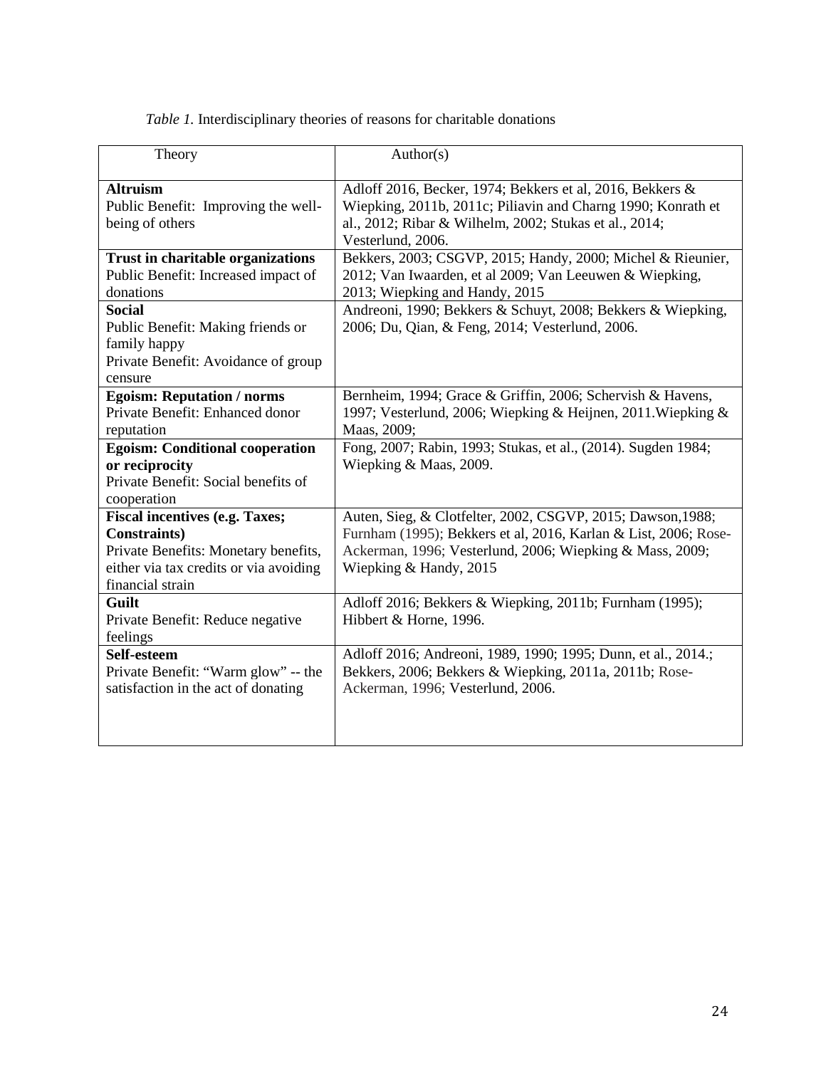*Table 1.* Interdisciplinary theories of reasons for charitable donations

| Theory | Author(s) |
|---|---|
| **Altruism**<br>Public Benefit: Improving the well-being of others | Adloff 2016, Becker, 1974; Bekkers et al, 2016, Bekkers & Wiepking, 2011b, 2011c; Piliavin and Charng 1990; Konrath et al., 2012; Ribar & Wilhelm, 2002; Stukas et al., 2014; Vesterlund, 2006. |
| **Trust in charitable organizations**<br>Public Benefit: Increased impact of donations | Bekkers, 2003; CSGVP, 2015; Handy, 2000; Michel & Rieunier, 2012; Van Iwaarden, et al 2009; Van Leeuwen & Wiepking, 2013; Wiepking and Handy, 2015 |
| **Social**<br>Public Benefit: Making friends or family happy<br>Private Benefit: Avoidance of group censure | Andreoni, 1990; Bekkers & Schuyt, 2008; Bekkers & Wiepking, 2006; Du, Qian, & Feng, 2014; Vesterlund, 2006. |
| **Egoism: Reputation / norms**<br>Private Benefit: Enhanced donor reputation | Bernheim, 1994; Grace & Griffin, 2006; Schervish & Havens, 1997; Vesterlund, 2006; Wiepking & Heijnen, 2011.Wiepking & Maas, 2009; |
| **Egoism: Conditional cooperation or reciprocity**<br>Private Benefit: Social benefits of cooperation | Fong, 2007; Rabin, 1993; Stukas, et al., (2014). Sugden 1984; Wiepking & Maas, 2009. |
| **Fiscal incentives (e.g. Taxes; Constraints)**<br>Private Benefits: Monetary benefits, either via tax credits or via avoiding financial strain | Auten, Sieg, & Clotfelter, 2002, CSGVP, 2015; Dawson,1988; Furnham (1995); Bekkers et al, 2016, Karlan & List, 2006; Rose-Ackerman, 1996; Vesterlund, 2006; Wiepking & Mass, 2009; Wiepking & Handy, 2015 |
| **Guilt**<br>Private Benefit: Reduce negative feelings | Adloff 2016; Bekkers & Wiepking, 2011b; Furnham (1995); Hibbert & Horne, 1996. |
| **Self-esteem**<br>Private Benefit: "Warm glow" -- the satisfaction in the act of donating | Adloff 2016; Andreoni, 1989, 1990; 1995; Dunn, et al., 2014.; Bekkers, 2006; Bekkers & Wiepking, 2011a, 2011b; Rose-Ackerman, 1996; Vesterlund, 2006. |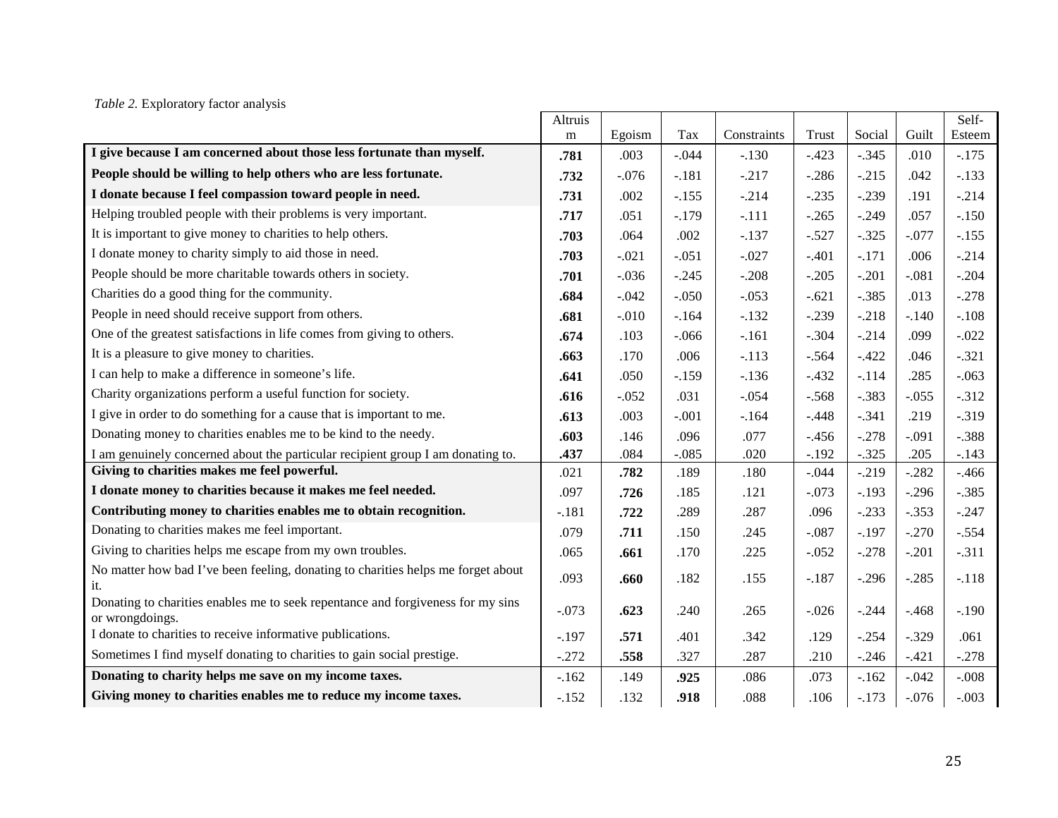*Table 2.* Exploratory factor analysis

| | Altruism | Egoism | Tax | Constraints | Trust | Social | Guilt | Self-Esteem |
|---|---|---|---|---|---|---|---|---|
| **I give because I am concerned about those less fortunate than myself.** | **.781** | .003 | -.044 | -.130 | -.423 | -.345 | .010 | -.175 |
| **People should be willing to help others who are less fortunate.** | **.732** | -.076 | -.181 | -.217 | -.286 | -.215 | .042 | -.133 |
| **I donate because I feel compassion toward people in need.** | **.731** | .002 | -.155 | -.214 | -.235 | -.239 | .191 | -.214 |
| Helping troubled people with their problems is very important. | **.717** | .051 | -.179 | -.111 | -.265 | -.249 | .057 | -.150 |
| It is important to give money to charities to help others. | **.703** | .064 | .002 | -.137 | -.527 | -.325 | -.077 | -.155 |
| I donate money to charity simply to aid those in need. | **.703** | -.021 | -.051 | -.027 | -.401 | -.171 | .006 | -.214 |
| People should be more charitable towards others in society. | **.701** | -.036 | -.245 | -.208 | -.205 | -.201 | -.081 | -.204 |
| Charities do a good thing for the community. | **.684** | -.042 | -.050 | -.053 | -.621 | -.385 | .013 | -.278 |
| People in need should receive support from others. | **.681** | -.010 | -.164 | -.132 | -.239 | -.218 | -.140 | -.108 |
| One of the greatest satisfactions in life comes from giving to others. | **.674** | .103 | -.066 | -.161 | -.304 | -.214 | .099 | -.022 |
| It is a pleasure to give money to charities. | **.663** | .170 | .006 | -.113 | -.564 | -.422 | .046 | -.321 |
| I can help to make a difference in someone's life. | **.641** | .050 | -.159 | -.136 | -.432 | -.114 | .285 | -.063 |
| Charity organizations perform a useful function for society. | **.616** | -.052 | .031 | -.054 | -.568 | -.383 | -.055 | -.312 |
| I give in order to do something for a cause that is important to me. | **.613** | .003 | -.001 | -.164 | -.448 | -.341 | .219 | -.319 |
| Donating money to charities enables me to be kind to the needy. | **.603** | .146 | .096 | .077 | -.456 | -.278 | -.091 | -.388 |
| I am genuinely concerned about the particular recipient group I am donating to. | **.437** | .084 | -.085 | .020 | -.192 | -.325 | .205 | -.143 |
| **Giving to charities makes me feel powerful.** | .021 | **.782** | .189 | .180 | -.044 | -.219 | -.282 | -.466 |
| **I donate money to charities because it makes me feel needed.** | .097 | **.726** | .185 | .121 | -.073 | -.193 | -.296 | -.385 |
| **Contributing money to charities enables me to obtain recognition.** | -.181 | **.722** | .289 | .287 | .096 | -.233 | -.353 | -.247 |
| Donating to charities makes me feel important. | .079 | **.711** | .150 | .245 | -.087 | -.197 | -.270 | -.554 |
| Giving to charities helps me escape from my own troubles. | .065 | **.661** | .170 | .225 | -.052 | -.278 | -.201 | -.311 |
| No matter how bad I've been feeling, donating to charities helps me forget about it. | .093 | **.660** | .182 | .155 | -.187 | -.296 | -.285 | -.118 |
| Donating to charities enables me to seek repentance and forgiveness for my sins or wrongdoings. | -.073 | **.623** | .240 | .265 | -.026 | -.244 | -.468 | -.190 |
| I donate to charities to receive informative publications. | -.197 | **.571** | .401 | .342 | .129 | -.254 | -.329 | .061 |
| Sometimes I find myself donating to charities to gain social prestige. | -.272 | **.558** | .327 | .287 | .210 | -.246 | -.421 | -.278 |
| **Donating to charity helps me save on my income taxes.** | -.162 | .149 | **.925** | .086 | .073 | -.162 | -.042 | -.008 |
| **Giving money to charities enables me to reduce my income taxes.** | -.152 | .132 | **.918** | .088 | .106 | -.173 | -.076 | -.003 |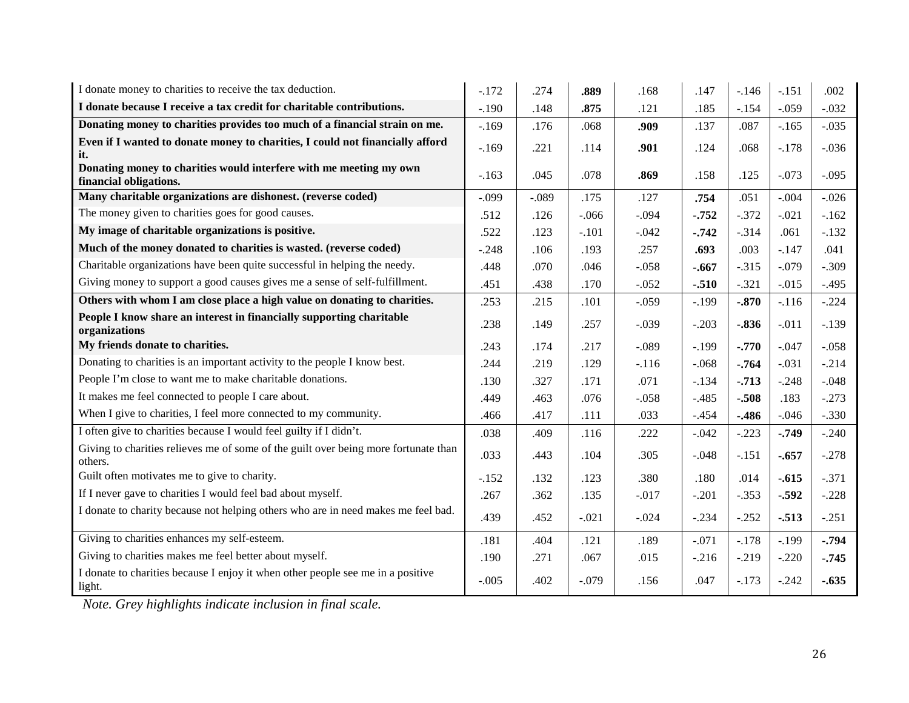| | | | | | | | | |
|---|---|---|---|---|---|---|---|---|
| I donate money to charities to receive the tax deduction. | -.172 | .274 | **.889** | .168 | .147 | -.146 | -.151 | .002 |
| **I donate because I receive a tax credit for charitable contributions.** | -.190 | .148 | **.875** | .121 | .185 | -.154 | -.059 | -.032 |
| **Donating money to charities provides too much of a financial strain on me.** | -.169 | .176 | .068 | **.909** | .137 | .087 | -.165 | -.035 |
| **Even if I wanted to donate money to charities, I could not financially afford it.** | -.169 | .221 | .114 | **.901** | .124 | .068 | -.178 | -.036 |
| **Donating money to charities would interfere with me meeting my own financial obligations.** | -.163 | .045 | .078 | **.869** | .158 | .125 | -.073 | -.095 |
| **Many charitable organizations are dishonest. (reverse coded)** | -.099 | -.089 | .175 | .127 | **.754** | .051 | -.004 | -.026 |
| The money given to charities goes for good causes. | .512 | .126 | -.066 | -.094 | **-.752** | -.372 | -.021 | -.162 |
| **My image of charitable organizations is positive.** | .522 | .123 | -.101 | -.042 | **-.742** | -.314 | .061 | -.132 |
| **Much of the money donated to charities is wasted. (reverse coded)** | -.248 | .106 | .193 | .257 | **.693** | .003 | -.147 | .041 |
| Charitable organizations have been quite successful in helping the needy. | .448 | .070 | .046 | -.058 | **-.667** | -.315 | -.079 | -.309 |
| Giving money to support a good causes gives me a sense of self-fulfillment. | .451 | .438 | .170 | -.052 | **-.510** | -.321 | -.015 | -.495 |
| **Others with whom I am close place a high value on donating to charities.** | .253 | .215 | .101 | -.059 | -.199 | **-.870** | -.116 | -.224 |
| **People I know share an interest in financially supporting charitable organizations** | .238 | .149 | .257 | -.039 | -.203 | **-.836** | -.011 | -.139 |
| **My friends donate to charities.** | .243 | .174 | .217 | -.089 | -.199 | **-.770** | -.047 | -.058 |
| Donating to charities is an important activity to the people I know best. | .244 | .219 | .129 | -.116 | -.068 | **-.764** | -.031 | -.214 |
| People I'm close to want me to make charitable donations. | .130 | .327 | .171 | .071 | -.134 | **-.713** | -.248 | -.048 |
| It makes me feel connected to people I care about. | .449 | .463 | .076 | -.058 | -.485 | **-.508** | .183 | -.273 |
| When I give to charities, I feel more connected to my community. | .466 | .417 | .111 | .033 | -.454 | **-.486** | -.046 | -.330 |
| I often give to charities because I would feel guilty if I didn't. | .038 | .409 | .116 | .222 | -.042 | -.223 | **-.749** | -.240 |
| Giving to charities relieves me of some of the guilt over being more fortunate than others. | .033 | .443 | .104 | .305 | -.048 | -.151 | **-.657** | -.278 |
| Guilt often motivates me to give to charity. | -.152 | .132 | .123 | .380 | .180 | .014 | **-.615** | -.371 |
| If I never gave to charities I would feel bad about myself. | .267 | .362 | .135 | -.017 | -.201 | -.353 | **-.592** | -.228 |
| I donate to charity because not helping others who are in need makes me feel bad. | .439 | .452 | -.021 | -.024 | -.234 | -.252 | **-.513** | -.251 |
| Giving to charities enhances my self-esteem. | .181 | .404 | .121 | .189 | -.071 | -.178 | -.199 | **-.794** |
| Giving to charities makes me feel better about myself. | .190 | .271 | .067 | .015 | -.216 | -.219 | -.220 | **-.745** |
| I donate to charities because I enjoy it when other people see me in a positive light. | -.005 | .402 | -.079 | .156 | .047 | -.173 | -.242 | **-.635** |

*Note. Grey highlights indicate inclusion in final scale.*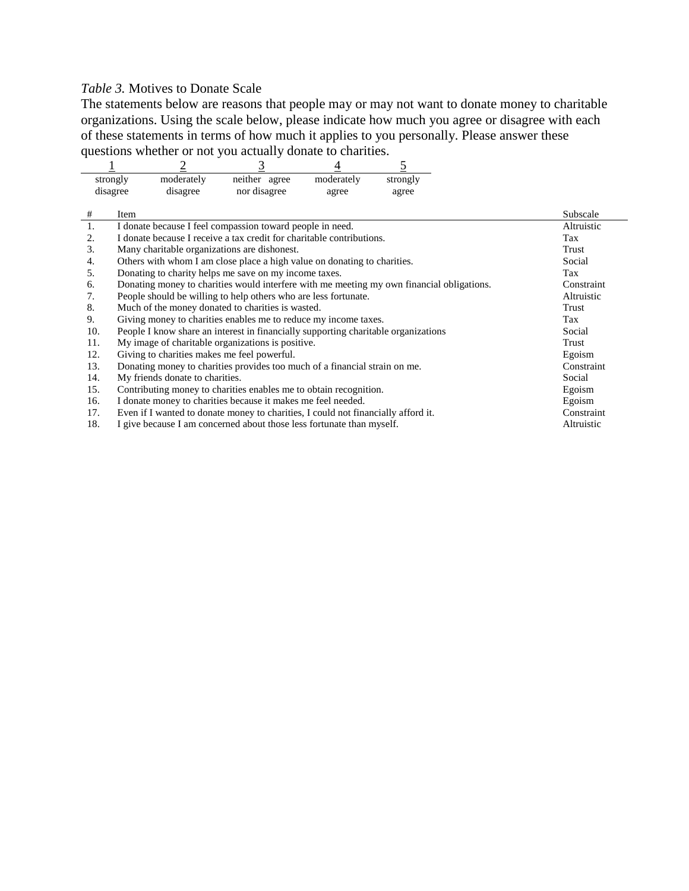*Table 3.* Motives to Donate Scale

The statements below are reasons that people may or may not want to donate money to charitable organizations. Using the scale below, please indicate how much you agree or disagree with each of these statements in terms of how much it applies to you personally. Please answer these questions whether or not you actually donate to charities.

| 1 | 2 | 3 | 4 | 5 |
|---|---|---|---|---|
| strongly disagree | moderately disagree | neither agree nor disagree | moderately agree | strongly agree |

| # | Item | Subscale |
|---|---|---|
| 1. | I donate because I feel compassion toward people in need. | Altruistic |
| 2. | I donate because I receive a tax credit for charitable contributions. | Tax |
| 3. | Many charitable organizations are dishonest. | Trust |
| 4. | Others with whom I am close place a high value on donating to charities. | Social |
| 5. | Donating to charity helps me save on my income taxes. | Tax |
| 6. | Donating money to charities would interfere with me meeting my own financial obligations. | Constraint |
| 7. | People should be willing to help others who are less fortunate. | Altruistic |
| 8. | Much of the money donated to charities is wasted. | Trust |
| 9. | Giving money to charities enables me to reduce my income taxes. | Tax |
| 10. | People I know share an interest in financially supporting charitable organizations | Social |
| 11. | My image of charitable organizations is positive. | Trust |
| 12. | Giving to charities makes me feel powerful. | Egoism |
| 13. | Donating money to charities provides too much of a financial strain on me. | Constraint |
| 14. | My friends donate to charities. | Social |
| 15. | Contributing money to charities enables me to obtain recognition. | Egoism |
| 16. | I donate money to charities because it makes me feel needed. | Egoism |
| 17. | Even if I wanted to donate money to charities, I could not financially afford it. | Constraint |
| 18. | I give because I am concerned about those less fortunate than myself. | Altruistic |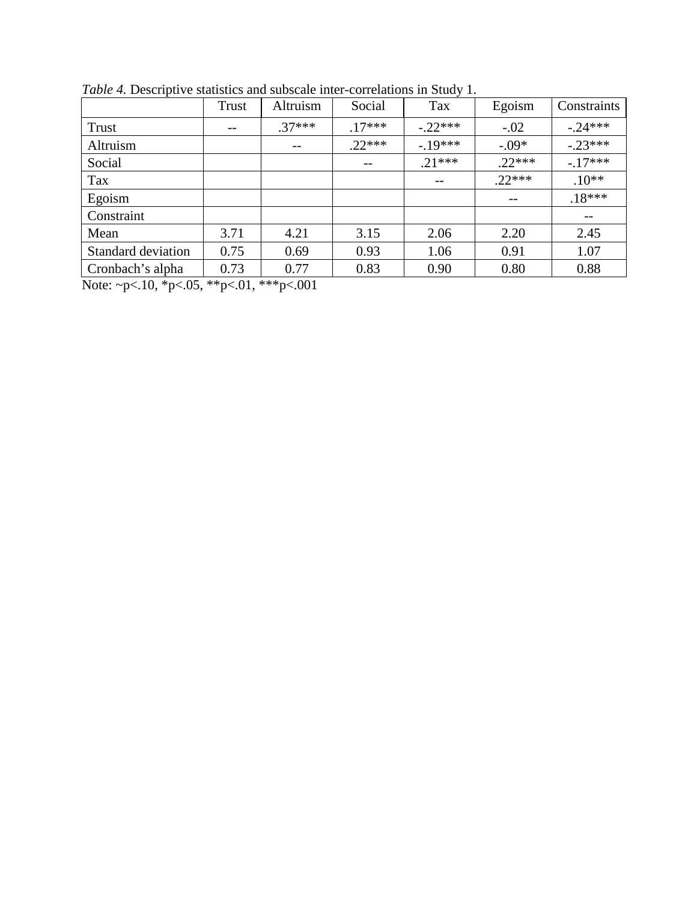*Table 4.* Descriptive statistics and subscale inter-correlations in Study 1.

| | Trust | Altruism | Social | Tax | Egoism | Constraints |
|---|---|---|---|---|---|---|
| Trust | -- | .37*** | .17*** | -.22*** | -.02 | -.24*** |
| Altruism | | -- | .22*** | -.19*** | -.09* | -.23*** |
| Social | | | -- | .21*** | .22*** | -.17*** |
| Tax | | | | -- | .22*** | .10** |
| Egoism | | | | | -- | .18*** |
| Constraint | | | | | | -- |
| Mean | 3.71 | 4.21 | 3.15 | 2.06 | 2.20 | 2.45 |
| Standard deviation | 0.75 | 0.69 | 0.93 | 1.06 | 0.91 | 1.07 |
| Cronbach's alpha | 0.73 | 0.77 | 0.83 | 0.90 | 0.80 | 0.88 |

Note: ~p<.10, *p<.05, **p<.01, ***p<.001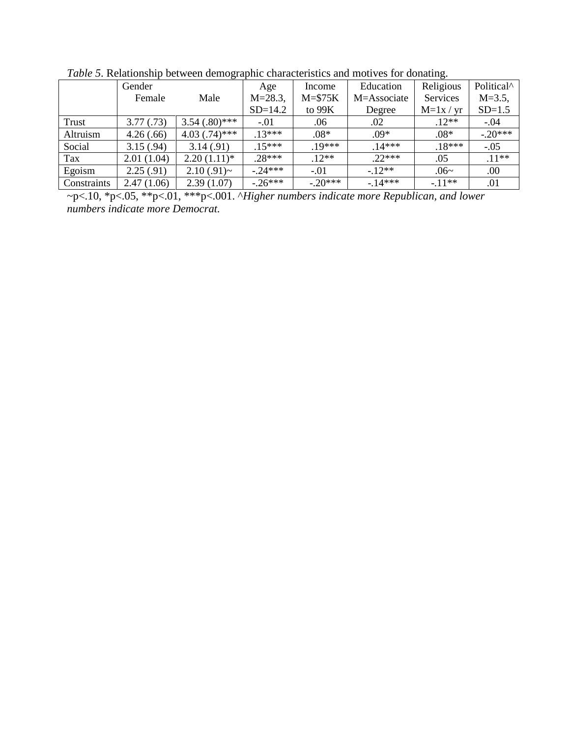*Table 5*. Relationship between demographic characteristics and motives for donating.

| | Gender Female | Male | Age M=28.3, SD=14.2 | Income M=$75K to 99K | Education M=Associate Degree | Religious Services M=1x / yr | Political^ M=3.5, SD=1.5 |
|---|---|---|---|---|---|---|---|
| Trust | 3.77 (.73) | 3.54 (.80)*** | -.01 | .06 | .02 | .12** | -.04 |
| Altruism | 4.26 (.66) | 4.03 (.74)*** | .13*** | .08* | .09* | .08* | -.20*** |
| Social | 3.15 (.94) | 3.14 (.91) | .15*** | .19*** | .14*** | .18*** | -.05 |
| Tax | 2.01 (1.04) | 2.20 (1.11)* | .28*** | .12** | .22*** | .05 | .11** |
| Egoism | 2.25 (.91) | 2.10 (.91)~ | -.24*** | -.01 | -.12** | .06~ | .00 |
| Constraints | 2.47 (1.06) | 2.39 (1.07) | -.26*** | -.20*** | -.14*** | -.11** | .01 |

~p<.10, *p<.05, **p<.01, ***p<.001. ^*Higher numbers indicate more Republican, and lower numbers indicate more Democrat.*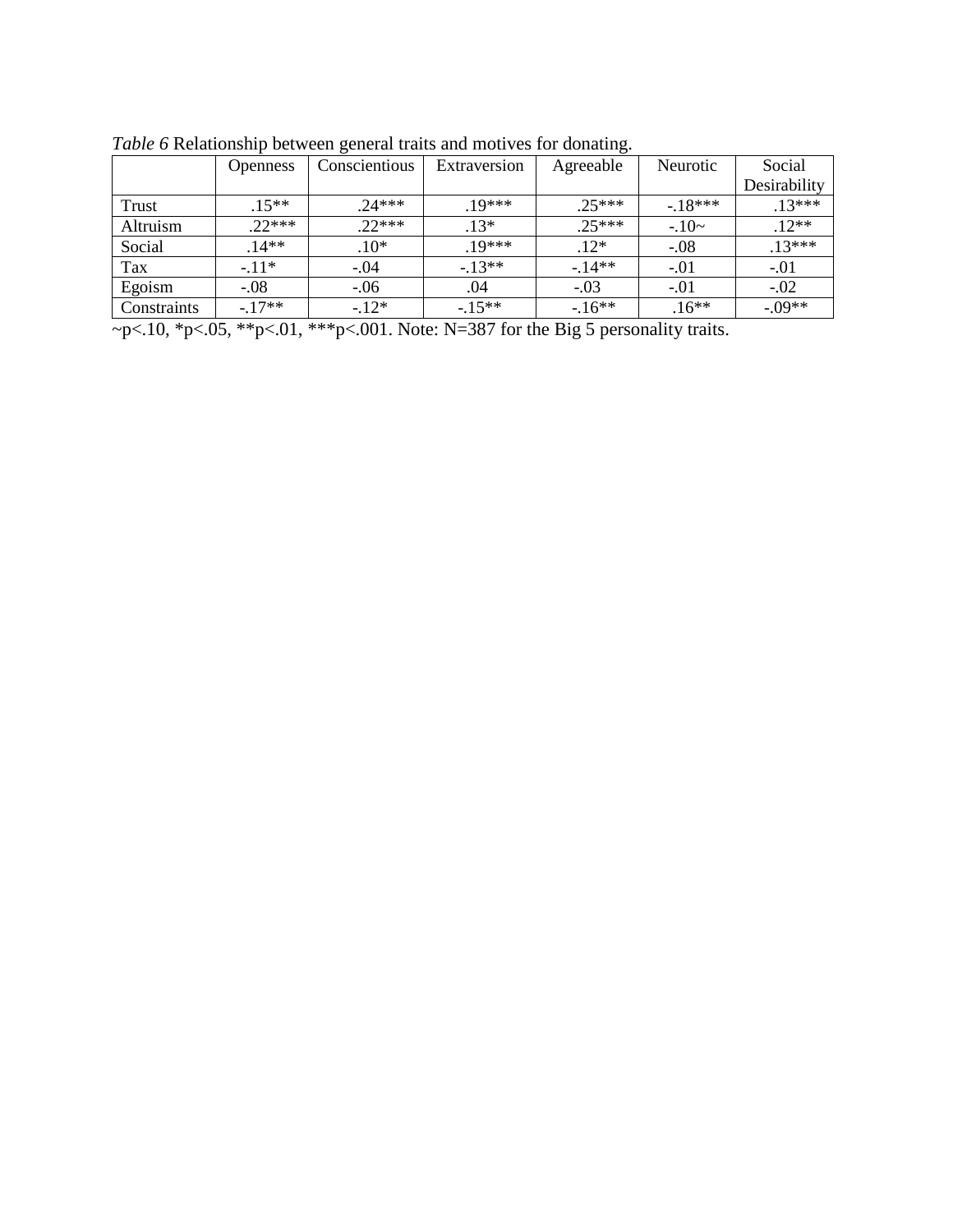*Table 6* Relationship between general traits and motives for donating.

| | Openness | Conscientious | Extraversion | Agreeable | Neurotic | Social Desirability |
|---|---|---|---|---|---|---|
| Trust | .15** | .24*** | .19*** | .25*** | -.18*** | .13*** |
| Altruism | .22*** | .22*** | .13* | .25*** | -.10~ | .12** |
| Social | .14** | .10* | .19*** | .12* | -.08 | .13*** |
| Tax | -.11* | -.04 | -.13** | -.14** | -.01 | -.01 |
| Egoism | -.08 | -.06 | .04 | -.03 | -.01 | -.02 |
| Constraints | -.17** | -.12* | -.15** | -.16** | .16** | -.09** |

~p<.10, *p<.05, **p<.01, ***p<.001. Note: N=387 for the Big 5 personality traits.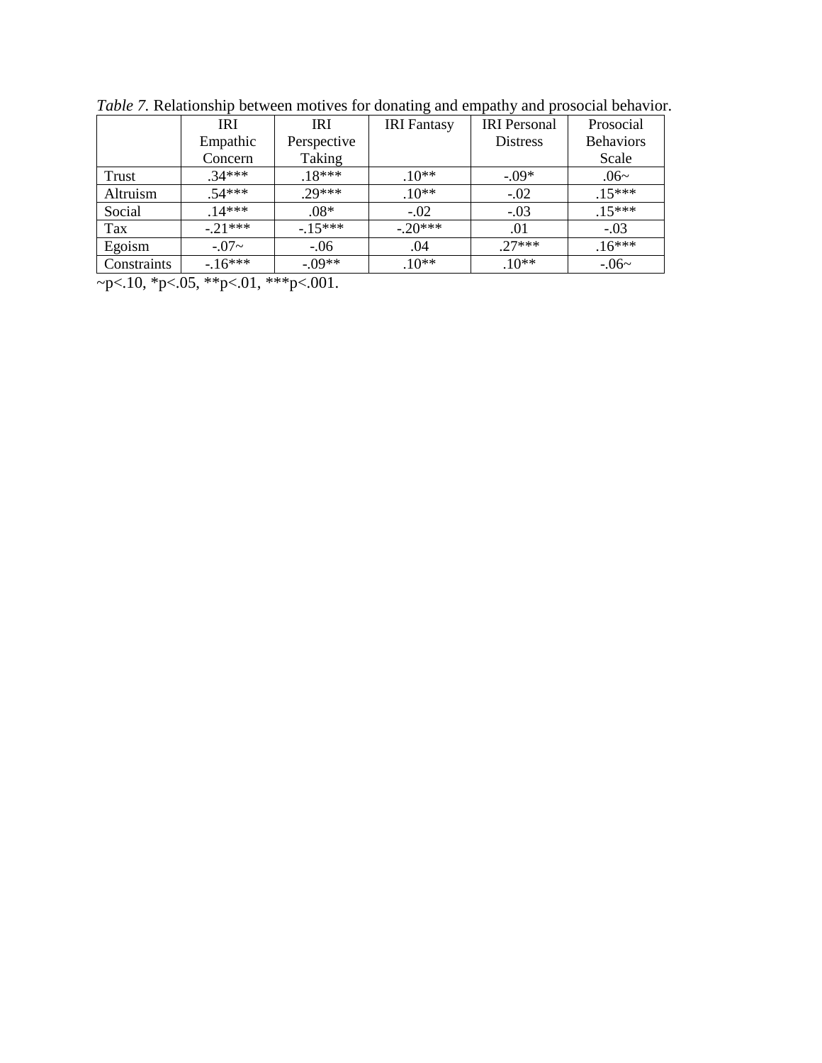*Table 7.* Relationship between motives for donating and empathy and prosocial behavior.

| | IRI Empathic Concern | IRI Perspective Taking | IRI Fantasy | IRI Personal Distress | Prosocial Behaviors Scale |
|---|---|---|---|---|---|
| Trust | .34*** | .18*** | .10** | -.09* | .06~ |
| Altruism | .54*** | .29*** | .10** | -.02 | .15*** |
| Social | .14*** | .08* | -.02 | -.03 | .15*** |
| Tax | -.21*** | -.15*** | -.20*** | .01 | -.03 |
| Egoism | -.07~ | -.06 | .04 | .27*** | .16*** |
| Constraints | -.16*** | -.09** | .10** | .10** | -.06~ |

~p<.10, *p<.05, **p<.01, ***p<.001.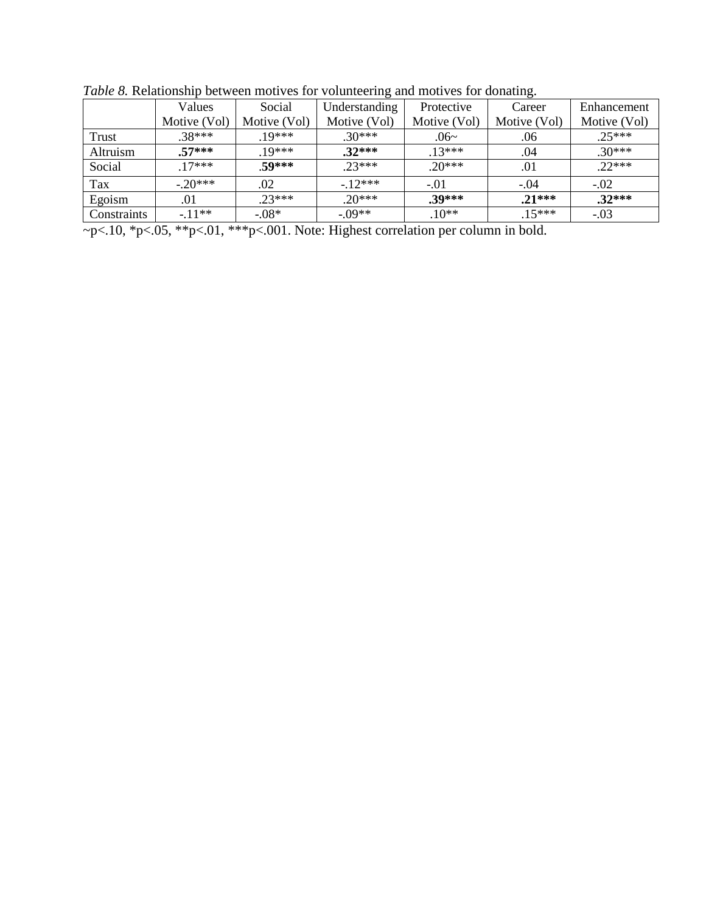*Table 8.* Relationship between motives for volunteering and motives for donating.

| | Values Motive (Vol) | Social Motive (Vol) | Understanding Motive (Vol) | Protective Motive (Vol) | Career Motive (Vol) | Enhancement Motive (Vol) |
|---|---|---|---|---|---|---|
| Trust | .38*** | .19*** | .30*** | .06~ | .06 | .25*** |
| Altruism | **.57*** ** | .19*** | **.32*** ** | .13*** | .04 | .30*** |
| Social | .17*** | **.59*** ** | .23*** | .20*** | .01 | .22*** |
| Tax | -.20*** | .02 | -.12*** | -.01 | -.04 | -.02 |
| Egoism | .01 | .23*** | .20*** | **.39*** ** | **.21*** ** | **.32*** ** |
| Constraints | -.11** | -.08* | -.09** | .10** | .15*** | -.03 |

~p<.10, *p<.05, **p<.01, ***p<.001. Note: Highest correlation per column in bold.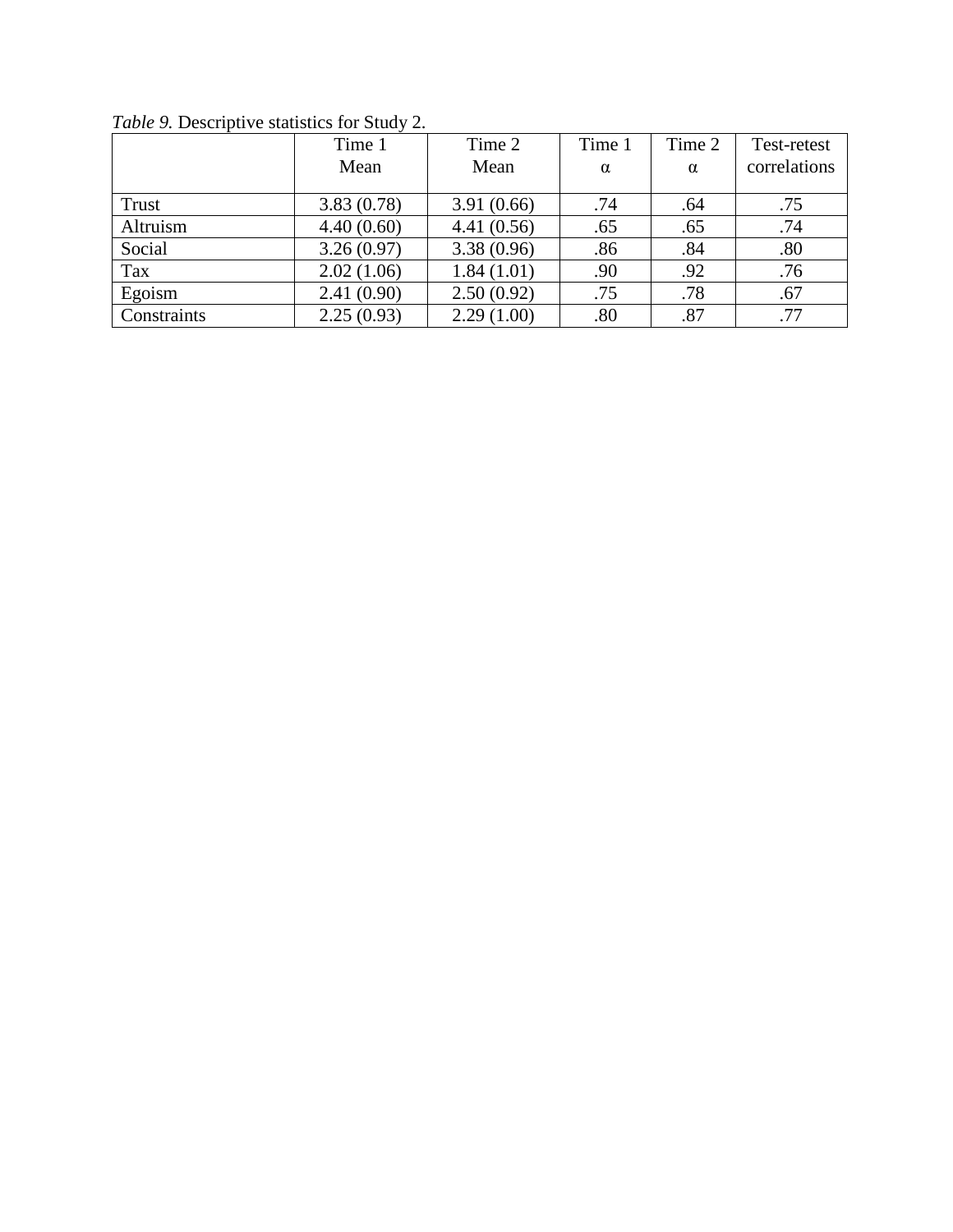*Table 9.* Descriptive statistics for Study 2.

| | Time 1 Mean | Time 2 Mean | Time 1 α | Time 2 α | Test-retest correlations |
|---|---|---|---|---|---|
| Trust | 3.83 (0.78) | 3.91 (0.66) | .74 | .64 | .75 |
| Altruism | 4.40 (0.60) | 4.41 (0.56) | .65 | .65 | .74 |
| Social | 3.26 (0.97) | 3.38 (0.96) | .86 | .84 | .80 |
| Tax | 2.02 (1.06) | 1.84 (1.01) | .90 | .92 | .76 |
| Egoism | 2.41 (0.90) | 2.50 (0.92) | .75 | .78 | .67 |
| Constraints | 2.25 (0.93) | 2.29 (1.00) | .80 | .87 | .77 |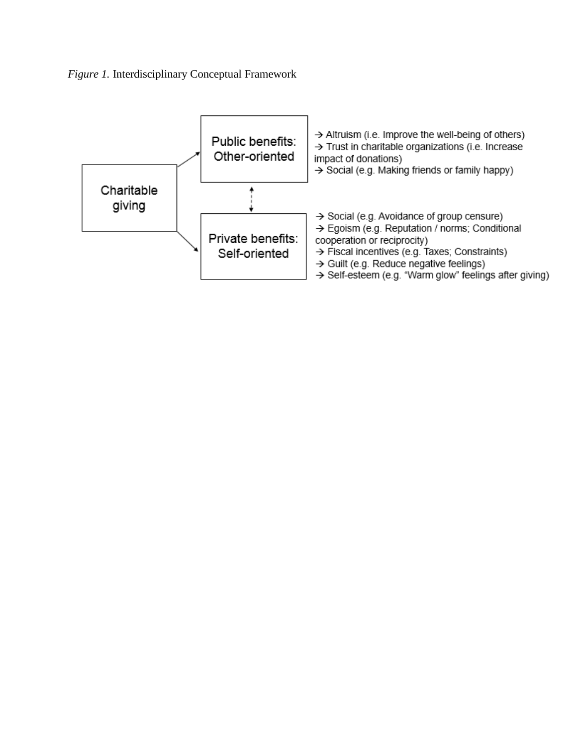*Figure 1.* Interdisciplinary Conceptual Framework

Charitable giving

Public benefits: Other-oriented

- → Altruism (i.e. Improve the well-being of others)
- → Trust in charitable organizations (i.e. Increase impact of donations)
- → Social (e.g. Making friends or family happy)

Private benefits: Self-oriented

- → Social (e.g. Avoidance of group censure)
- → Egoism (e.g. Reputation / norms; Conditional cooperation or reciprocity)
- → Fiscal incentives (e.g. Taxes; Constraints)
- → Guilt (e.g. Reduce negative feelings)
- → Self-esteem (e.g. "Warm glow" feelings after giving)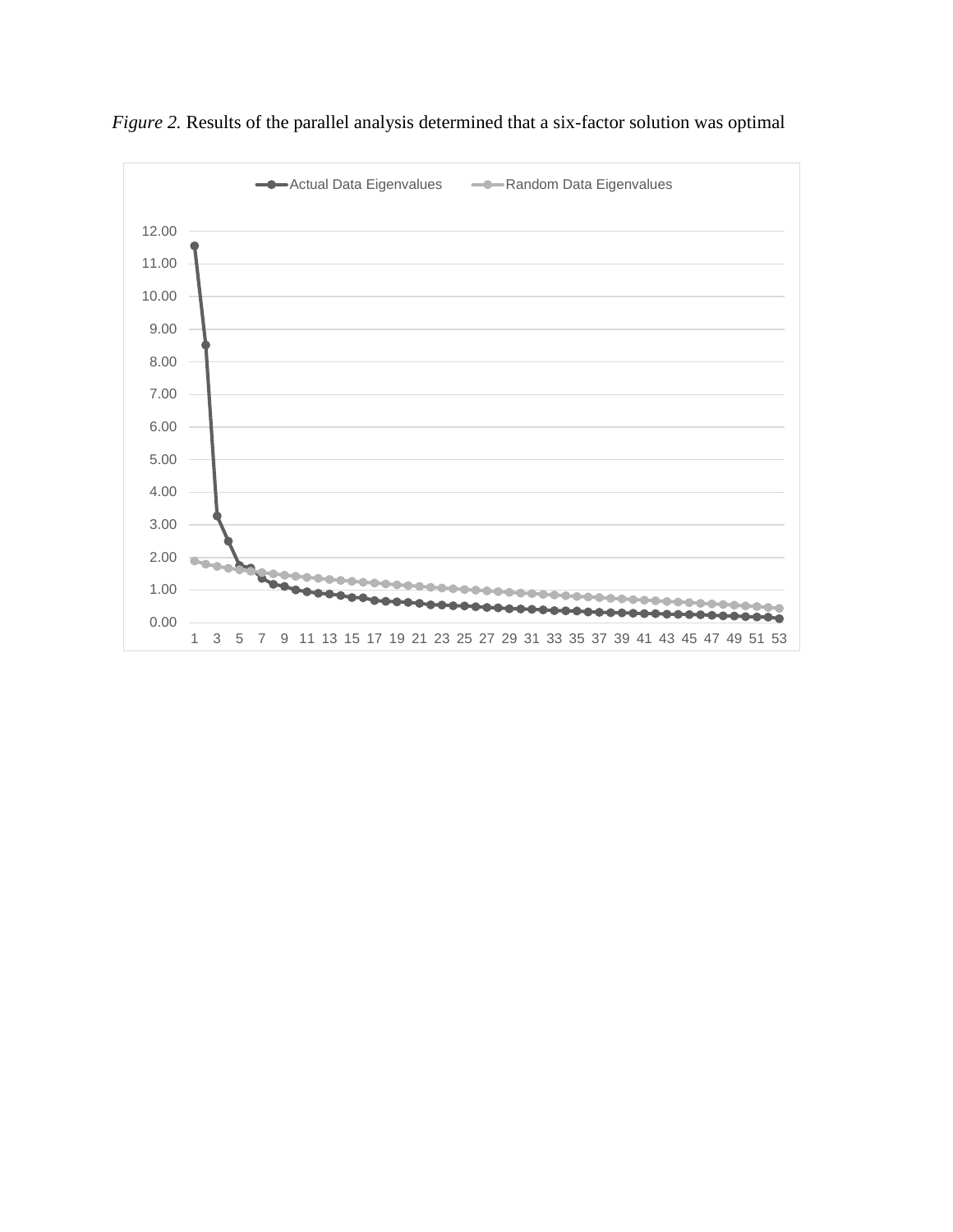*Figure 2.* Results of the parallel analysis determined that a six-factor solution was optimal

Actual Data Eigenvalues
Random Data Eigenvalues

12.00
11.00
10.00
9.00
8.00
7.00
6.00
5.00
4.00
3.00
2.00
1.00
0.00

1 3 5 7 9 11 13 15 17 19 21 23 25 27 29 31 33 35 37 39 41 43 45 47 49 51 53